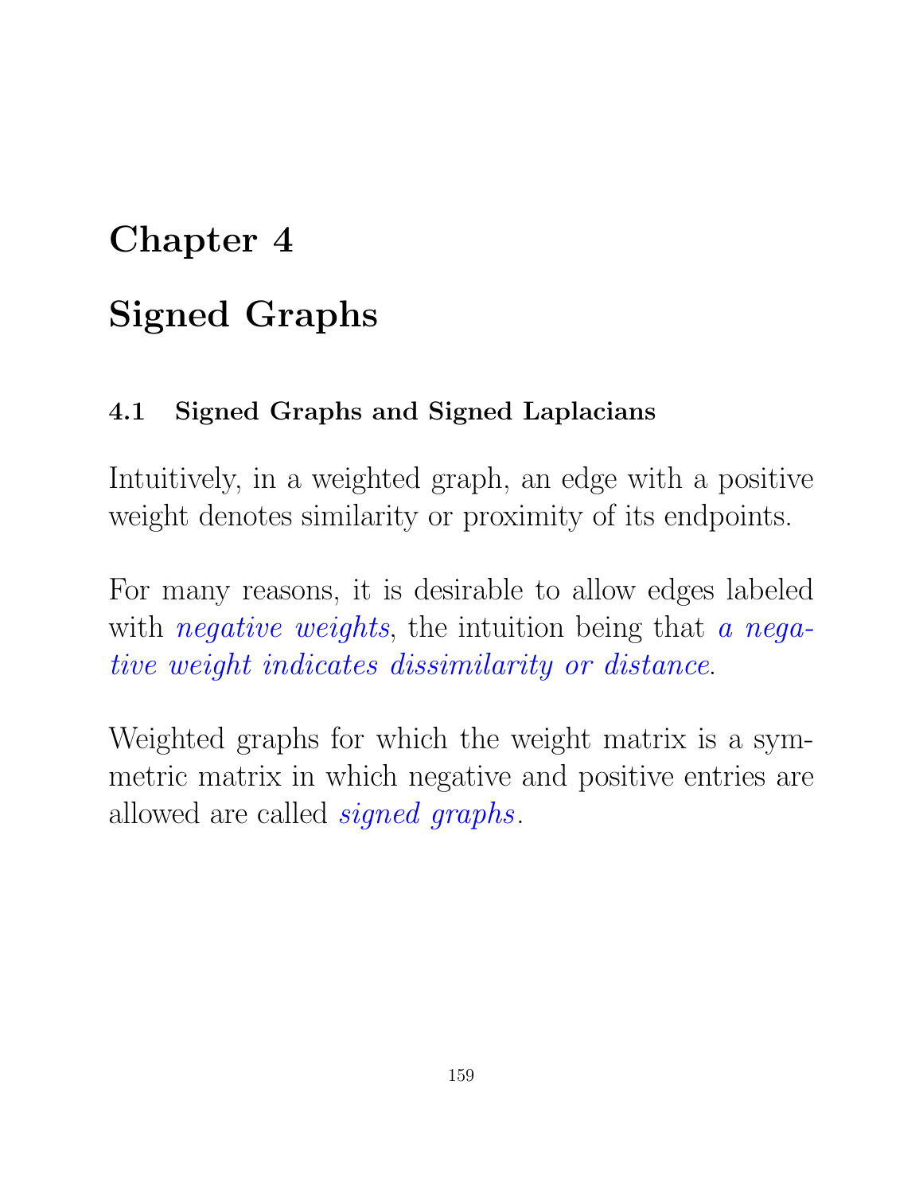# Chapter 4

# Signed Graphs

## 4.1 Signed Graphs and Signed Laplacians

Intuitively, in a weighted graph, an edge with a positive weight denotes similarity or proximity of its endpoints.

For many reasons, it is desirable to allow edges labeled with *negative weights*, the intuition being that *a negative weight indicates dissimilarity or distance*.

Weighted graphs for which the weight matrix is a symmetric matrix in which negative and positive entries are allowed are called *signed graphs*.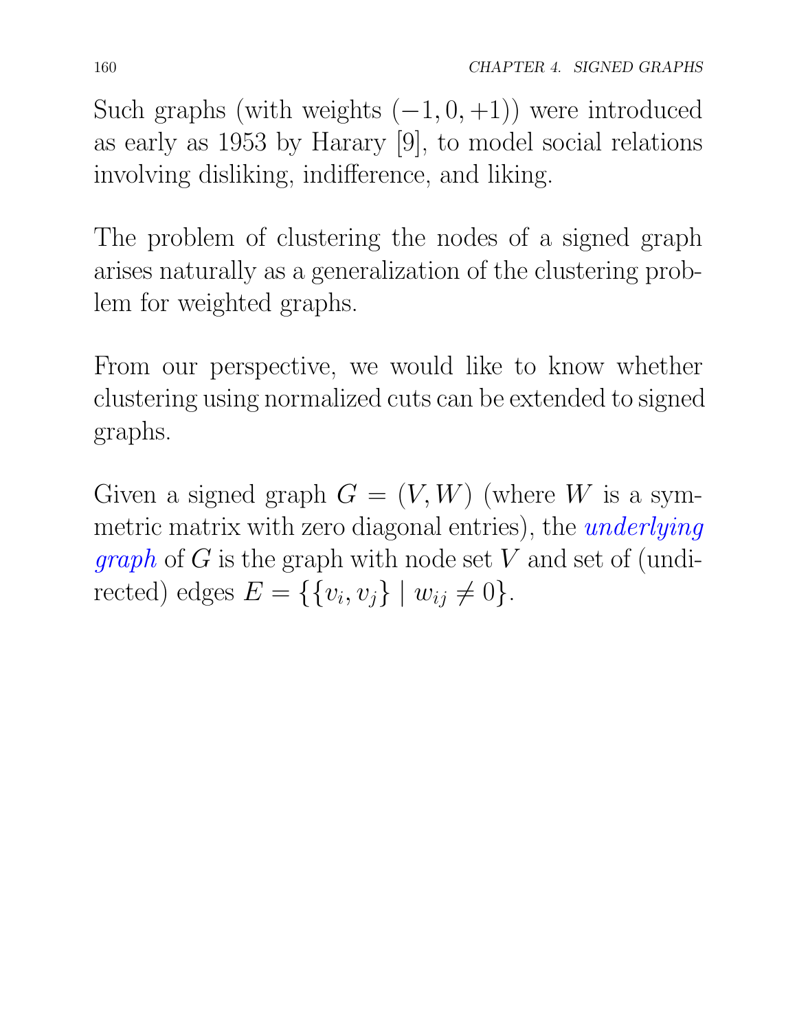Such graphs (with weights $(-1, 0, +1)$) were introduced as early as 1953 by Harary [9], to model social relations involving disliking, indifference, and liking.

The problem of clustering the nodes of a signed graph arises naturally as a generalization of the clustering problem for weighted graphs.

From our perspective, we would like to know whether clustering using normalized cuts can be extended to signed graphs.

Given a signed graph $G = (V, W)$ (where $W$ is a symmetric matrix with zero diagonal entries), the *underlying graph* of $G$ is the graph with node set $V$ and set of (undirected) edges $E = \{\{v_i, v_j\} \mid w_{ij} \neq 0\}$.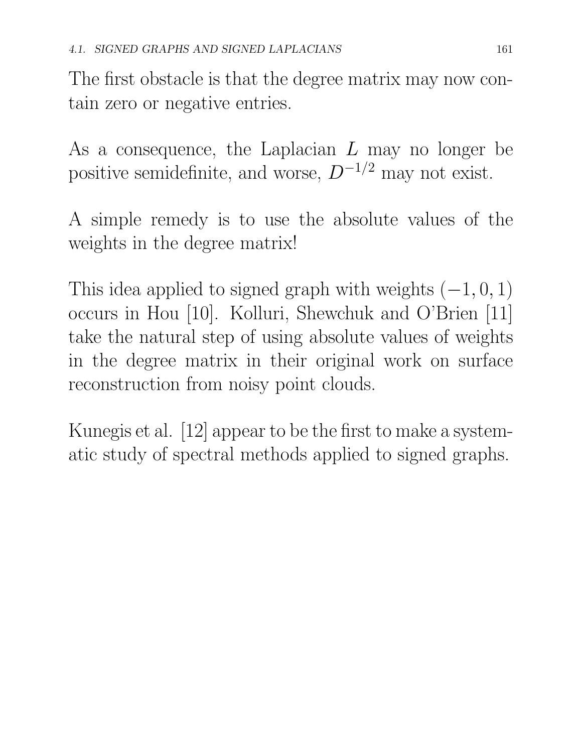The first obstacle is that the degree matrix may now contain zero or negative entries.

As a consequence, the Laplacian $L$ may no longer be positive semidefinite, and worse, $D^{-1/2}$ may not exist.

A simple remedy is to use the absolute values of the weights in the degree matrix!

This idea applied to signed graph with weights $(-1, 0, 1)$ occurs in Hou [10]. Kolluri, Shewchuk and O'Brien [11] take the natural step of using absolute values of weights in the degree matrix in their original work on surface reconstruction from noisy point clouds.

Kunegis et al. [12] appear to be the first to make a systematic study of spectral methods applied to signed graphs.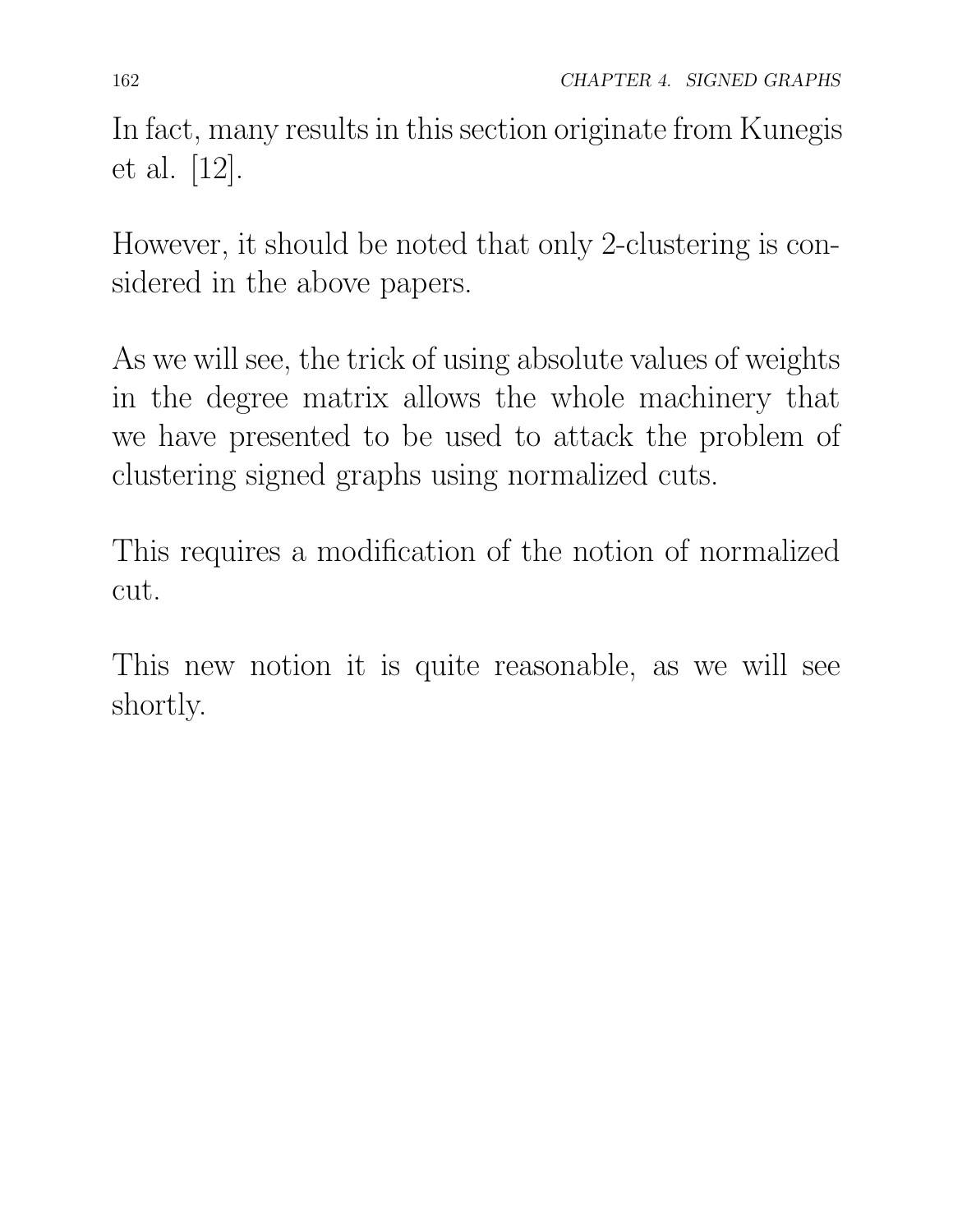In fact, many results in this section originate from Kunegis et al. [12].

However, it should be noted that only 2-clustering is considered in the above papers.

As we will see, the trick of using absolute values of weights in the degree matrix allows the whole machinery that we have presented to be used to attack the problem of clustering signed graphs using normalized cuts.

This requires a modification of the notion of normalized cut.

This new notion it is quite reasonable, as we will see shortly.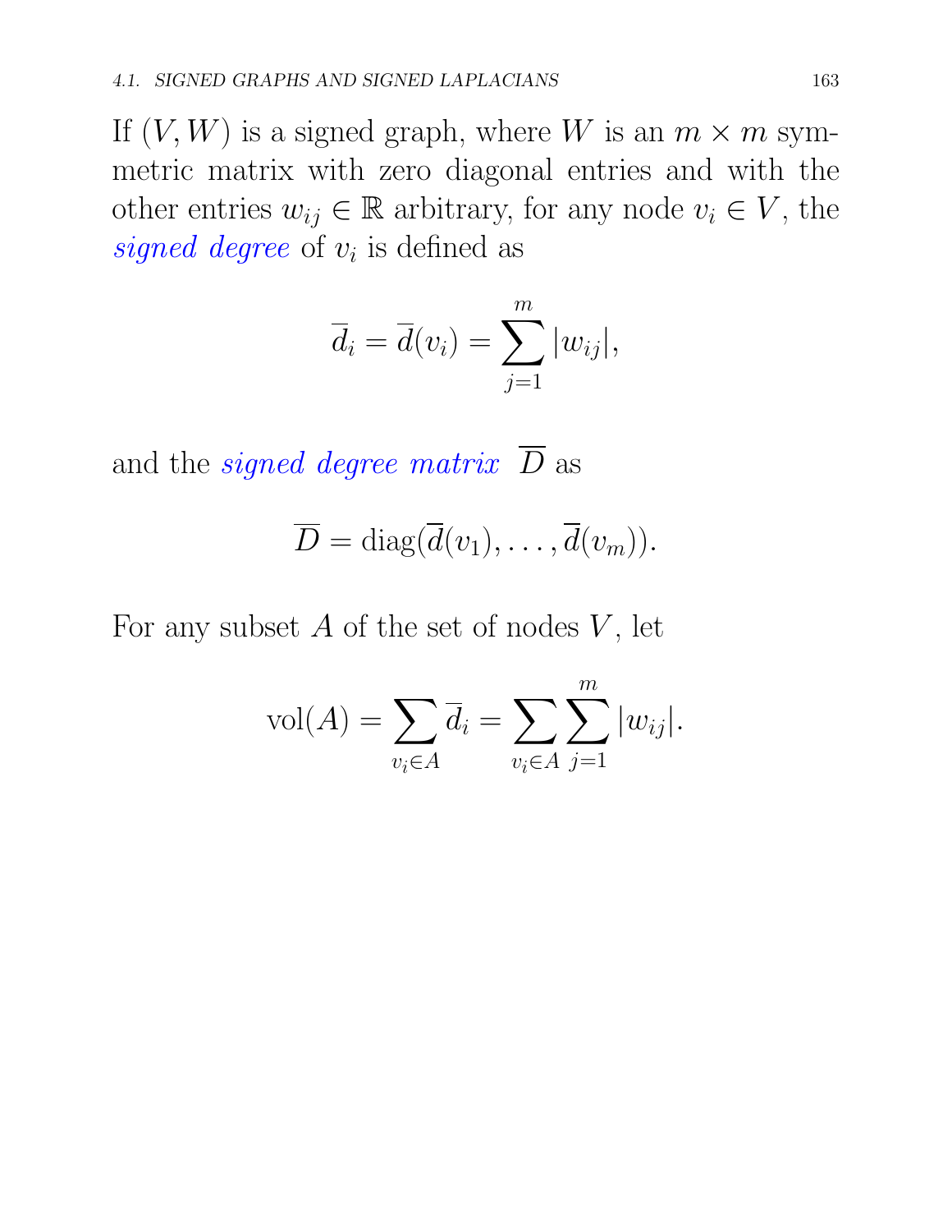If $(V, W)$ is a signed graph, where $W$ is an $m \times m$ symmetric matrix with zero diagonal entries and with the other entries $w_{ij} \in \mathbb{R}$ arbitrary, for any node $v_i \in V$, the *signed degree* of $v_i$ is defined as

$$\overline{d}_i = \overline{d}(v_i) = \sum_{j=1}^{m} |w_{ij}|,$$

and the *signed degree matrix* $\overline{D}$ as

$$\overline{D} = \mathrm{diag}(\overline{d}(v_1), \ldots, \overline{d}(v_m)).$$

For any subset $A$ of the set of nodes $V$, let

$$\mathrm{vol}(A) = \sum_{v_i \in A} \overline{d}_i = \sum_{v_i \in A} \sum_{j=1}^{m} |w_{ij}|.$$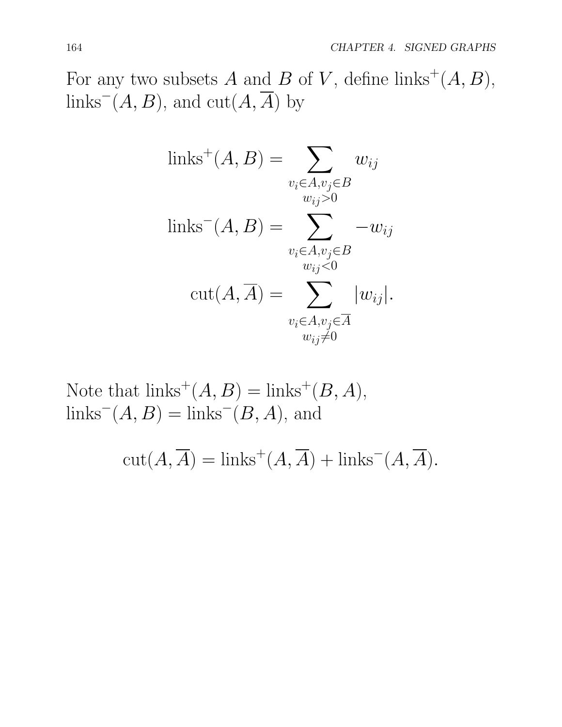For any two subsets $A$ and $B$ of $V$, define $\text{links}^+(A, B)$, $\text{links}^-(A, B)$, and $\text{cut}(A, \overline{A})$ by

$$
\begin{aligned}
\text{links}^+(A, B) &= \sum_{\substack{v_i \in A, v_j \in B \\ w_{ij} > 0}} w_{ij} \\
\text{links}^-(A, B) &= \sum_{\substack{v_i \in A, v_j \in B \\ w_{ij} < 0}} -w_{ij} \\
\text{cut}(A, \overline{A}) &= \sum_{\substack{v_i \in A, v_j \in \overline{A} \\ w_{ij} \neq 0}} |w_{ij}|.
\end{aligned}
$$

Note that $\text{links}^+(A, B) = \text{links}^+(B, A)$, $\text{links}^-(A, B) = \text{links}^-(B, A)$, and

$$
\text{cut}(A, \overline{A}) = \text{links}^+(A, \overline{A}) + \text{links}^-(A, \overline{A}).
$$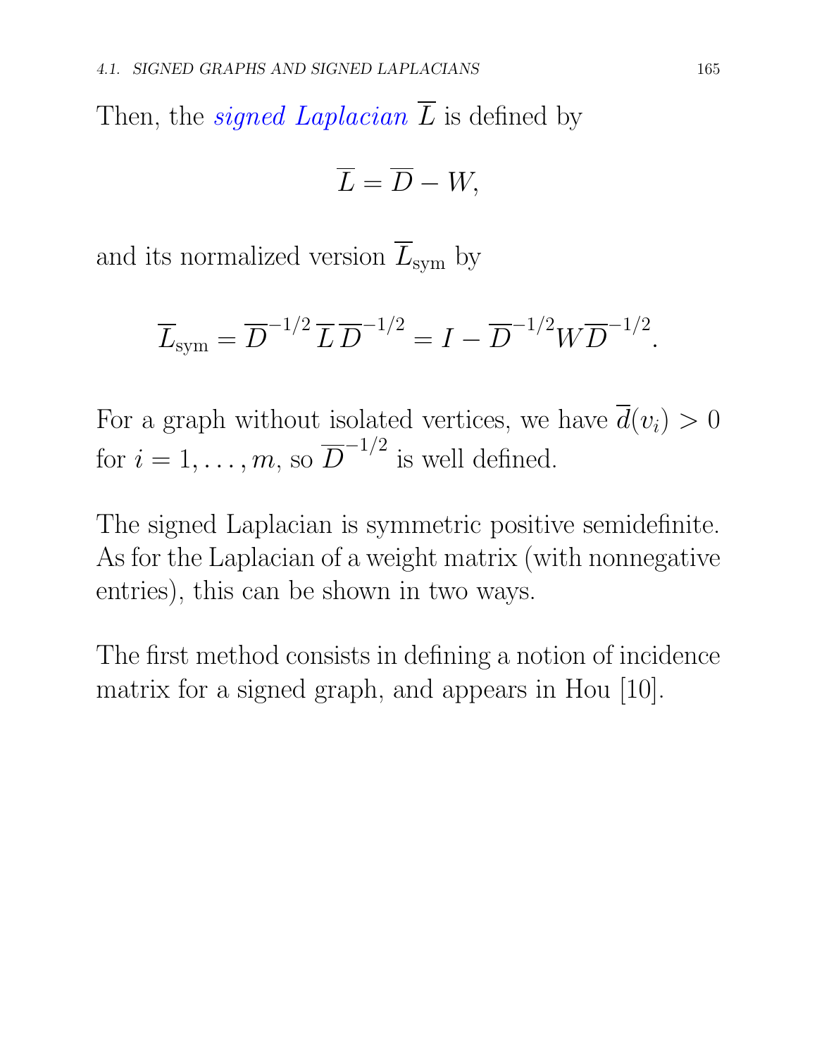Then, the *signed Laplacian* $\overline{L}$ is defined by

$$\overline{L} = \overline{D} - W,$$

and its normalized version $\overline{L}_{\mathrm{sym}}$ by

$$\overline{L}_{\mathrm{sym}} = \overline{D}^{-1/2}\,\overline{L}\,\overline{D}^{-1/2} = I - \overline{D}^{-1/2} W \overline{D}^{-1/2}.$$

For a graph without isolated vertices, we have $\overline{d}(v_i) > 0$ for $i = 1, \ldots, m$, so $\overline{D}^{-1/2}$ is well defined.

The signed Laplacian is symmetric positive semidefinite. As for the Laplacian of a weight matrix (with nonnegative entries), this can be shown in two ways.

The first method consists in defining a notion of incidence matrix for a signed graph, and appears in Hou [10].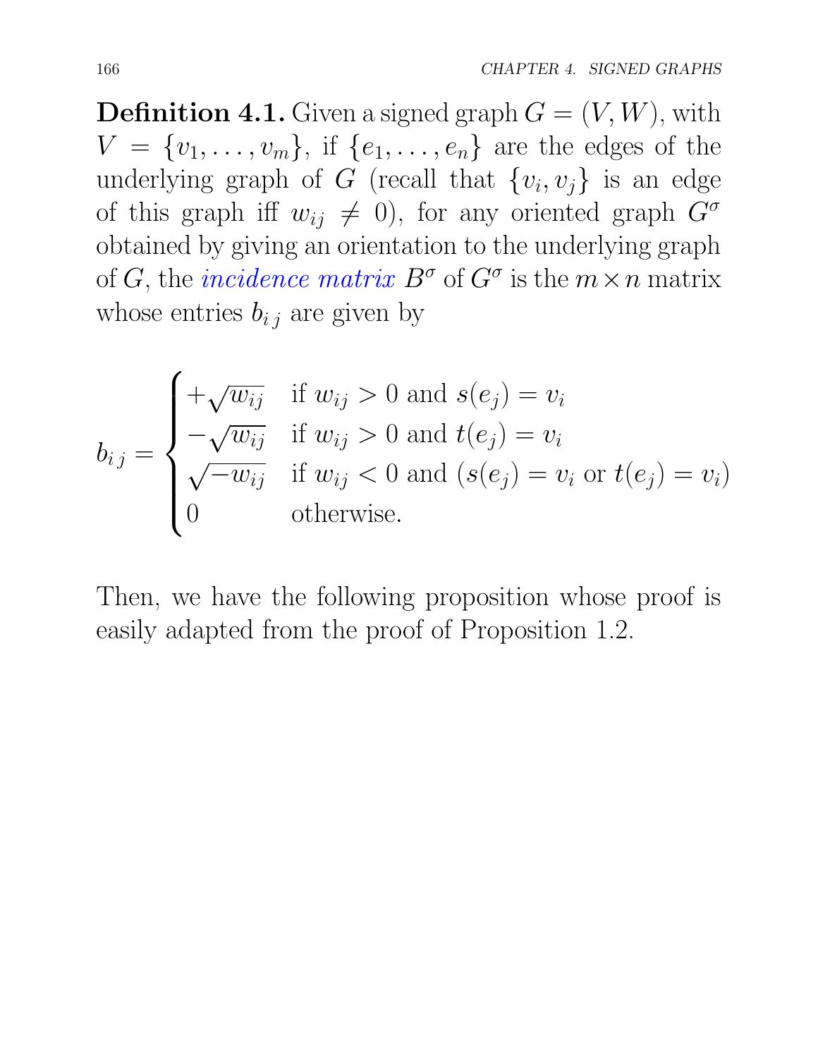**Definition 4.1.** Given a signed graph $G = (V, W)$, with $V = \{v_1, \ldots, v_m\}$, if $\{e_1, \ldots, e_n\}$ are the edges of the underlying graph of $G$ (recall that $\{v_i, v_j\}$ is an edge of this graph iff $w_{ij} \neq 0$), for any oriented graph $G^\sigma$ obtained by giving an orientation to the underlying graph of $G$, the *incidence matrix* $B^\sigma$ of $G^\sigma$ is the $m \times n$ matrix whose entries $b_{i\,j}$ are given by

$$
b_{i\,j} = \begin{cases} +\sqrt{w_{ij}} & \text{if } w_{ij} > 0 \text{ and } s(e_j) = v_i \\ -\sqrt{w_{ij}} & \text{if } w_{ij} > 0 \text{ and } t(e_j) = v_i \\ \sqrt{-w_{ij}} & \text{if } w_{ij} < 0 \text{ and } (s(e_j) = v_i \text{ or } t(e_j) = v_i) \\ 0 & \text{otherwise.} \end{cases}
$$

Then, we have the following proposition whose proof is easily adapted from the proof of Proposition 1.2.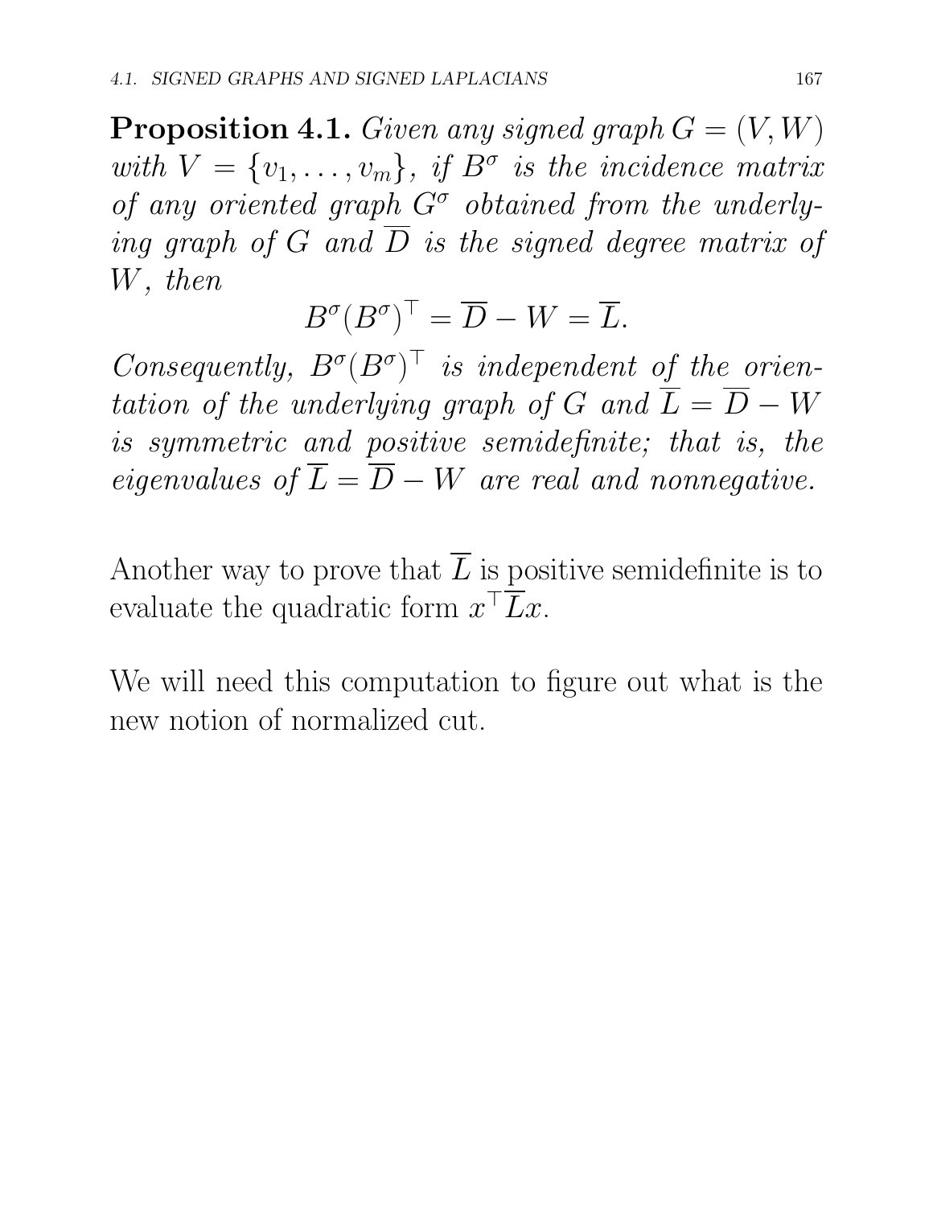**Proposition 4.1.** *Given any signed graph $G = (V, W)$ with $V = \{v_1, \ldots, v_m\}$, if $B^\sigma$ is the incidence matrix of any oriented graph $G^\sigma$ obtained from the underlying graph of $G$ and $\overline{D}$ is the signed degree matrix of $W$, then*

$$B^\sigma (B^\sigma)^\top = \overline{D} - W = \overline{L}.$$

*Consequently, $B^\sigma (B^\sigma)^\top$ is independent of the orientation of the underlying graph of $G$ and $\overline{L} = \overline{D} - W$ is symmetric and positive semidefinite; that is, the eigenvalues of $\overline{L} = \overline{D} - W$ are real and nonnegative.*

Another way to prove that $\overline{L}$ is positive semidefinite is to evaluate the quadratic form $x^\top \overline{L} x$.

We will need this computation to figure out what is the new notion of normalized cut.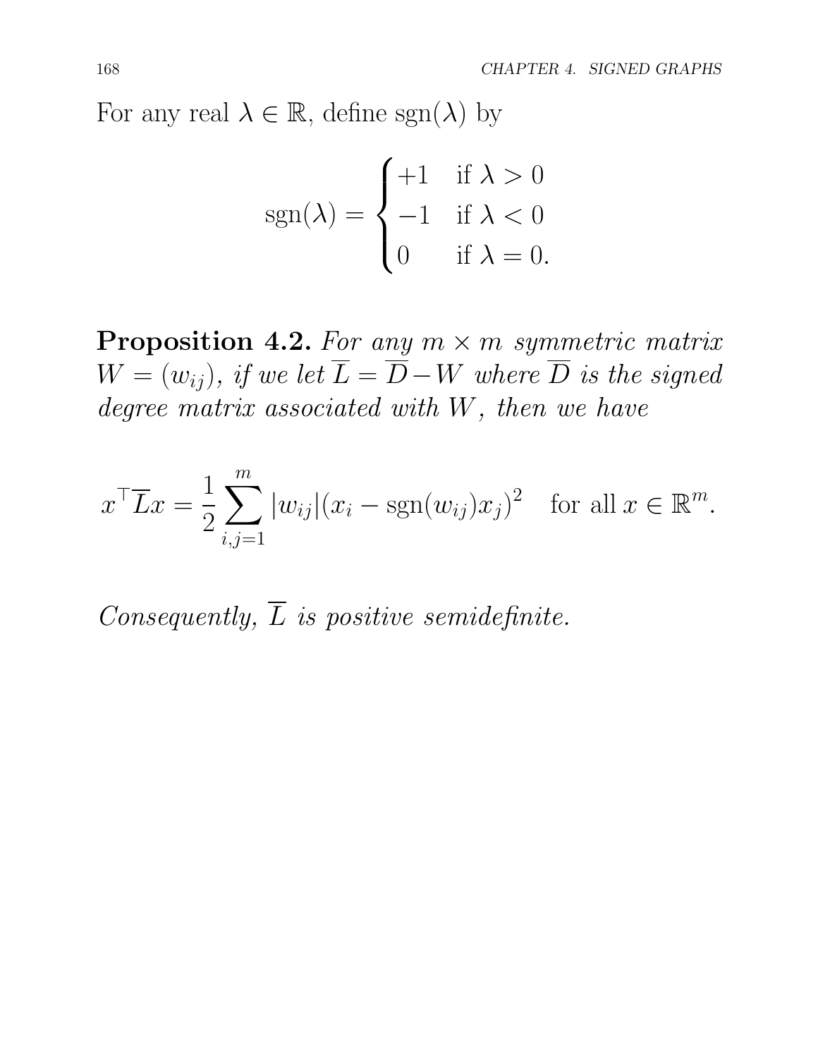For any real $\lambda \in \mathbb{R}$, define $\mathrm{sgn}(\lambda)$ by

$$
\mathrm{sgn}(\lambda) = \begin{cases} +1 & \text{if } \lambda > 0 \\ -1 & \text{if } \lambda < 0 \\ 0 & \text{if } \lambda = 0. \end{cases}
$$

**Proposition 4.2.** *For any $m \times m$ symmetric matrix $W = (w_{ij})$, if we let $\overline{L} = \overline{D} - W$ where $\overline{D}$ is the signed degree matrix associated with $W$, then we have*

$$
x^{\top} \overline{L} x = \frac{1}{2} \sum_{i,j=1}^{m} |w_{ij}| (x_i - \mathrm{sgn}(w_{ij}) x_j)^2 \quad \text{for all } x \in \mathbb{R}^m.
$$

*Consequently, $\overline{L}$ is positive semidefinite.*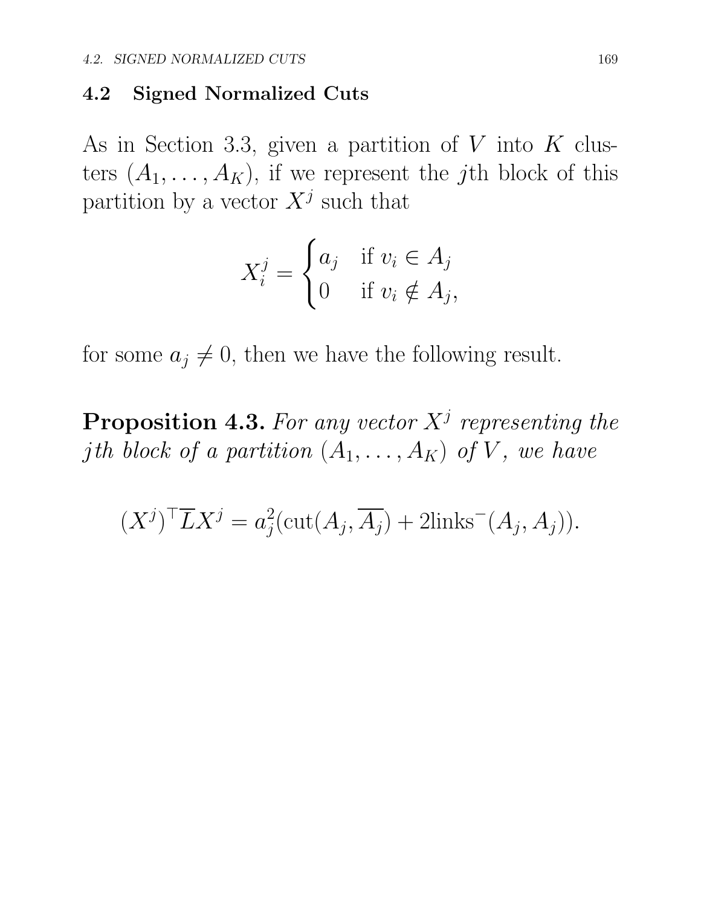## 4.2 Signed Normalized Cuts

As in Section 3.3, given a partition of $V$ into $K$ clusters $(A_1, \ldots, A_K)$, if we represent the $j$th block of this partition by a vector $X^j$ such that

$$X_i^j = \begin{cases} a_j & \text{if } v_i \in A_j \\ 0 & \text{if } v_i \notin A_j, \end{cases}$$

for some $a_j \neq 0$, then we have the following result.

**Proposition 4.3.** *For any vector $X^j$ representing the $j$th block of a partition $(A_1, \ldots, A_K)$ of $V$, we have*

$$(X^j)^\top \overline{L} X^j = a_j^2(\mathrm{cut}(A_j, \overline{A_j}) + 2\mathrm{links}^-(A_j, A_j)).$$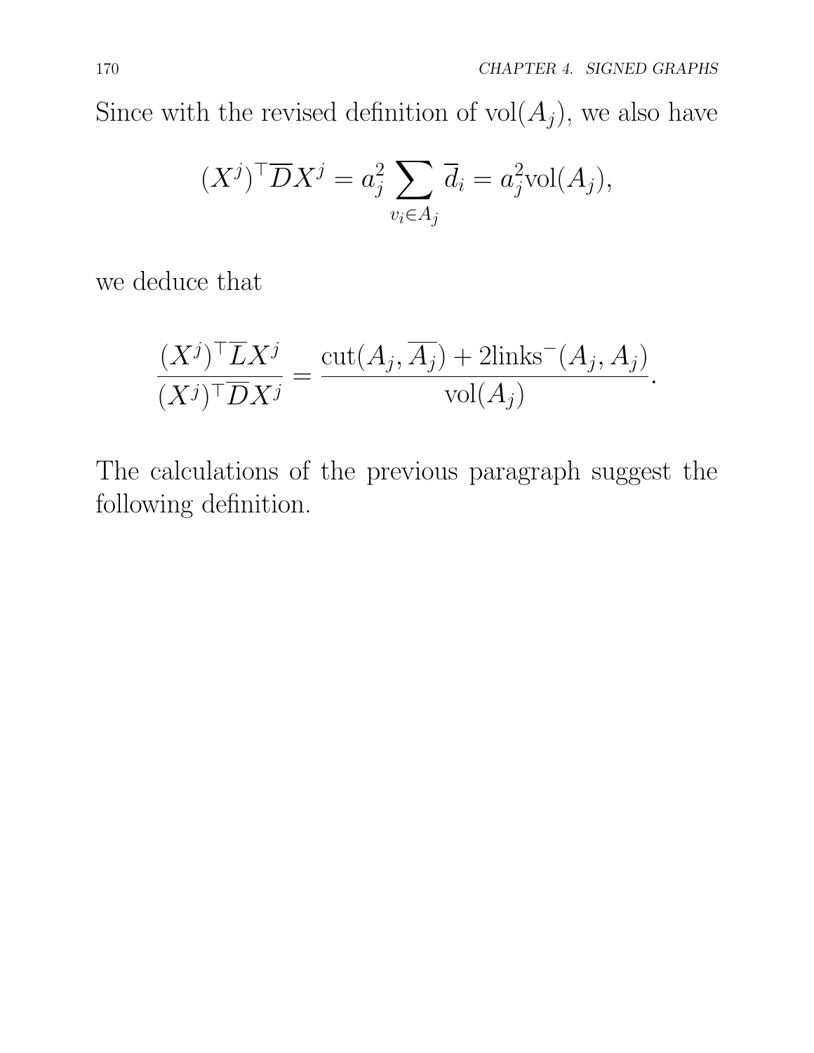Since with the revised definition of $\mathrm{vol}(A_j)$, we also have

$$(X^j)^\top \overline{D} X^j = a_j^2 \sum_{v_i \in A_j} \overline{d}_i = a_j^2 \mathrm{vol}(A_j),$$

we deduce that

$$\frac{(X^j)^\top \overline{L} X^j}{(X^j)^\top \overline{D} X^j} = \frac{\mathrm{cut}(A_j, \overline{A_j}) + 2\mathrm{links}^-(A_j, A_j)}{\mathrm{vol}(A_j)}.$$

The calculations of the previous paragraph suggest the following definition.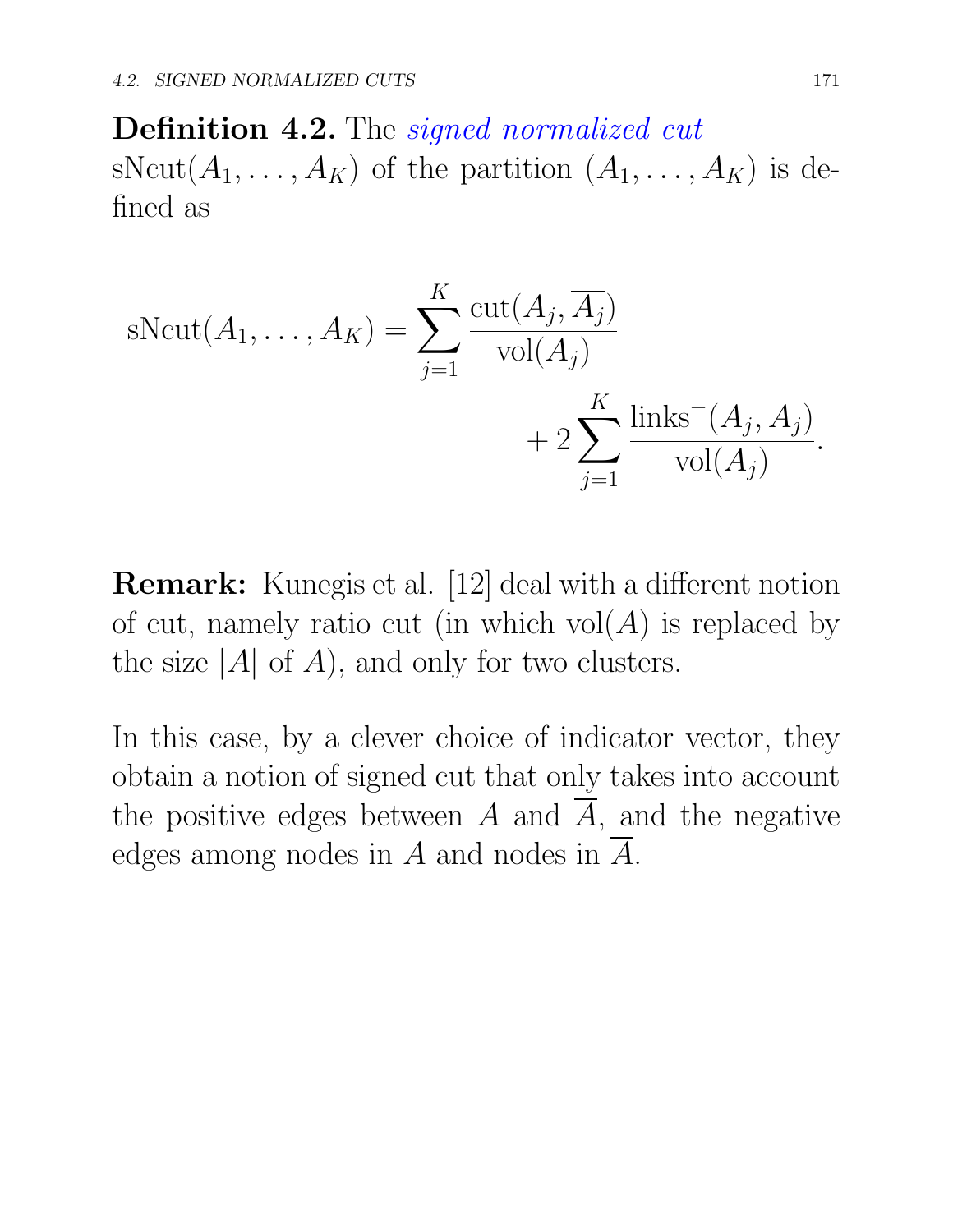**Definition 4.2.** The *signed normalized cut* $\mathrm{sNcut}(A_1, \ldots, A_K)$ of the partition $(A_1, \ldots, A_K)$ is defined as

$$
\mathrm{sNcut}(A_1, \ldots, A_K) = \sum_{j=1}^{K} \frac{\mathrm{cut}(A_j, \overline{A_j})}{\mathrm{vol}(A_j)} + 2 \sum_{j=1}^{K} \frac{\mathrm{links}^-(A_j, A_j)}{\mathrm{vol}(A_j)}.
$$

**Remark:** Kunegis et al. [12] deal with a different notion of cut, namely ratio cut (in which $\mathrm{vol}(A)$ is replaced by the size $|A|$ of $A$), and only for two clusters.

In this case, by a clever choice of indicator vector, they obtain a notion of signed cut that only takes into account the positive edges between $A$ and $\overline{A}$, and the negative edges among nodes in $A$ and nodes in $\overline{A}$.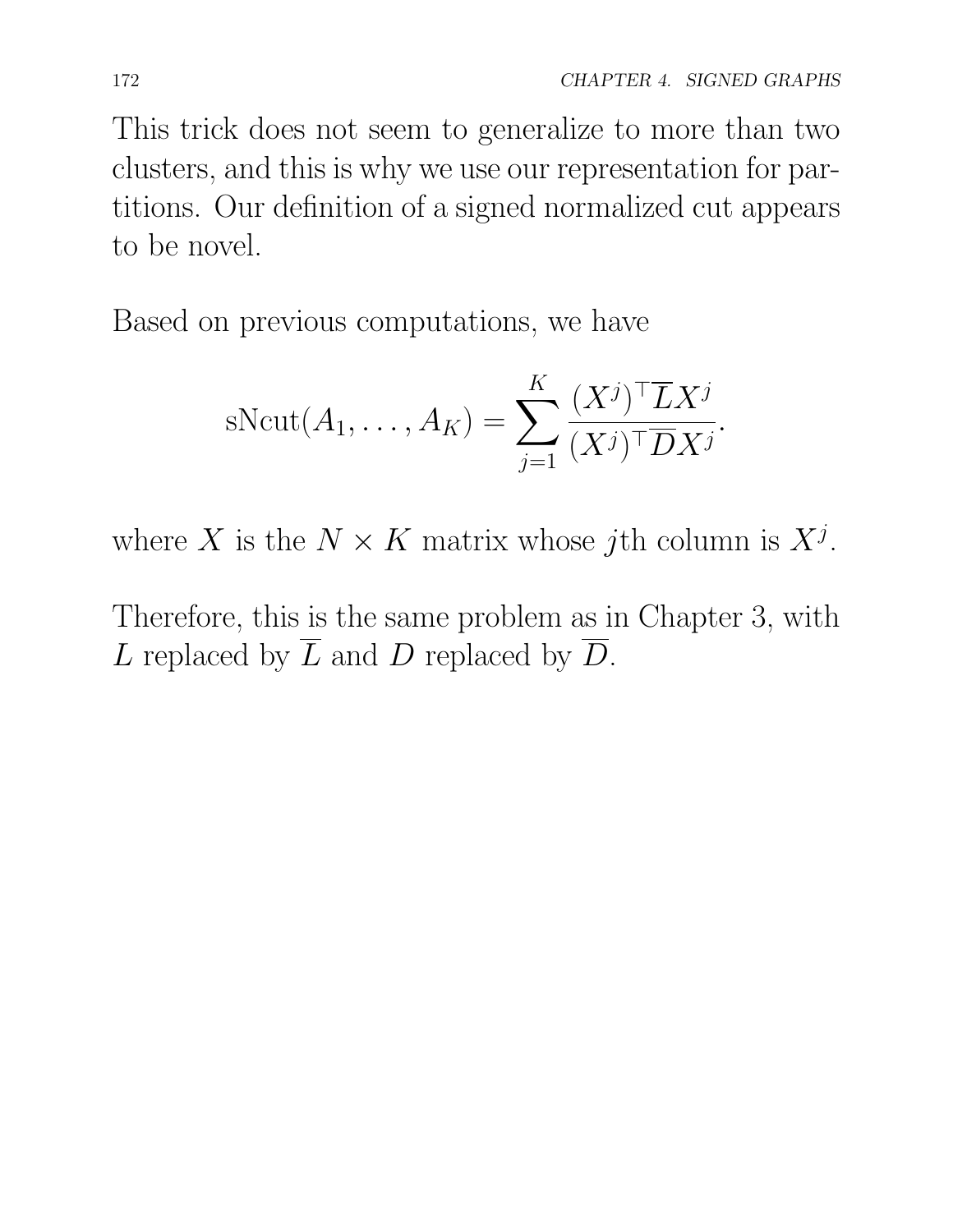This trick does not seem to generalize to more than two clusters, and this is why we use our representation for partitions. Our definition of a signed normalized cut appears to be novel.

Based on previous computations, we have

$$\mathrm{sNcut}(A_1, \ldots, A_K) = \sum_{j=1}^{K} \frac{(X^j)^\top \overline{L} X^j}{(X^j)^\top \overline{D} X^j}.$$

where $X$ is the $N \times K$ matrix whose $j$th column is $X^j$.

Therefore, this is the same problem as in Chapter 3, with $L$ replaced by $\overline{L}$ and $D$ replaced by $\overline{D}$.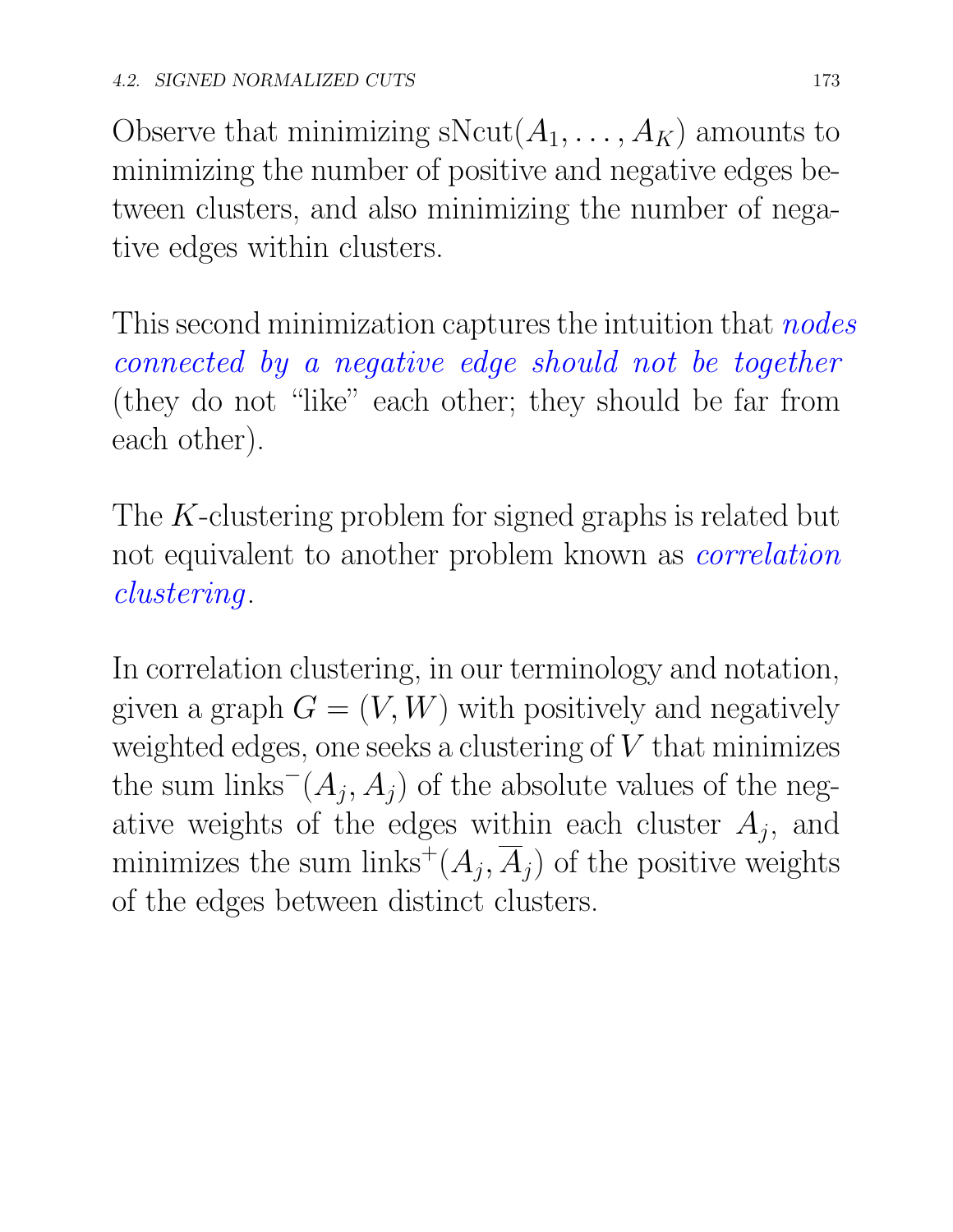Observe that minimizing $\text{sNcut}(A_1, \ldots, A_K)$ amounts to minimizing the number of positive and negative edges between clusters, and also minimizing the number of negative edges within clusters.

This second minimization captures the intuition that *nodes connected by a negative edge should not be together* (they do not "like" each other; they should be far from each other).

The $K$-clustering problem for signed graphs is related but not equivalent to another problem known as *correlation clustering*.

In correlation clustering, in our terminology and notation, given a graph $G = (V, W)$ with positively and negatively weighted edges, one seeks a clustering of $V$ that minimizes the sum $\text{links}^-(A_j, A_j)$ of the absolute values of the negative weights of the edges within each cluster $A_j$, and minimizes the sum $\text{links}^+(A_j, \overline{A}_j)$ of the positive weights of the edges between distinct clusters.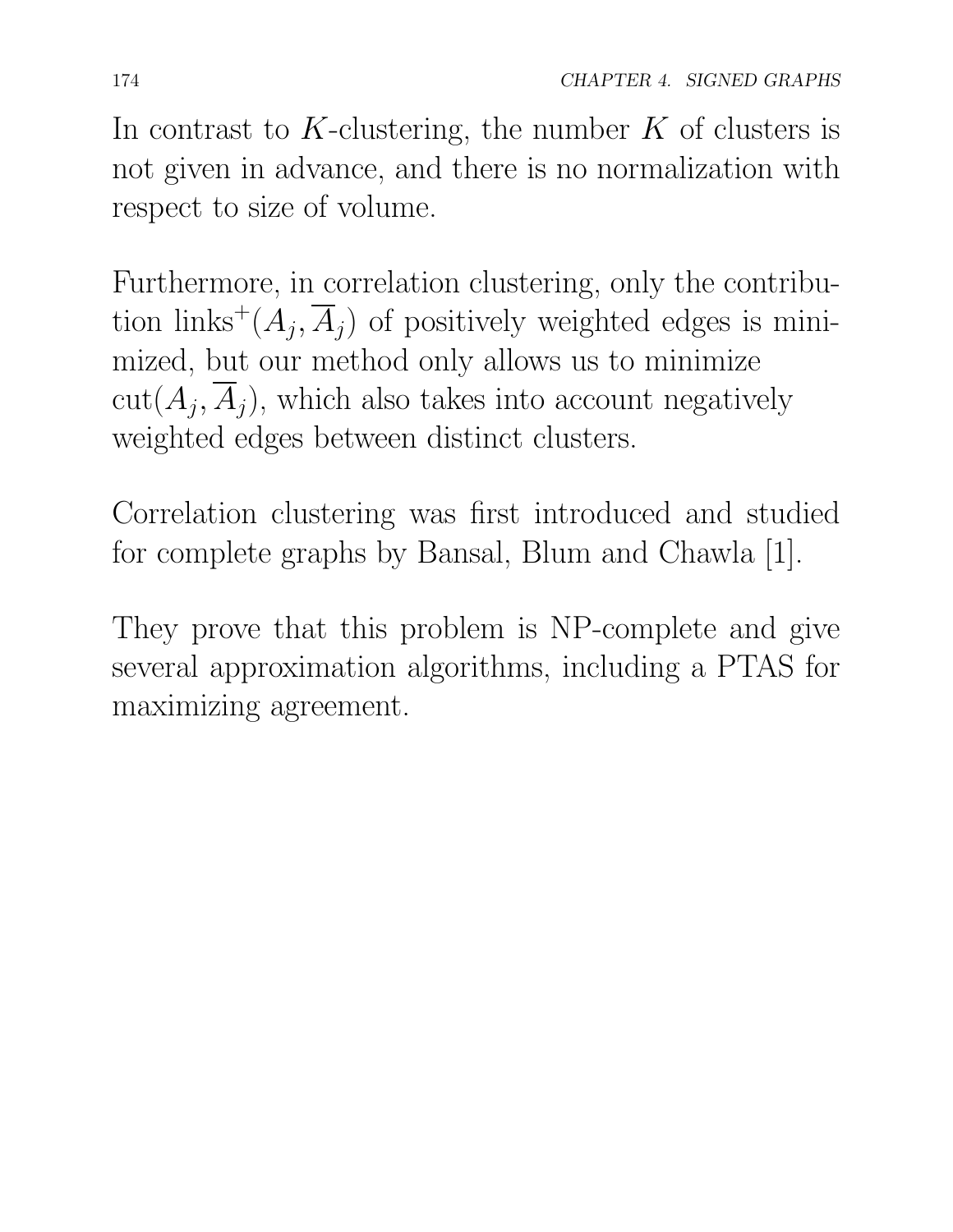In contrast to $K$-clustering, the number $K$ of clusters is not given in advance, and there is no normalization with respect to size of volume.

Furthermore, in correlation clustering, only the contribution $\mathrm{links}^+(A_j, \overline{A}_j)$ of positively weighted edges is minimized, but our method only allows us to minimize $\mathrm{cut}(A_j, \overline{A}_j)$, which also takes into account negatively weighted edges between distinct clusters.

Correlation clustering was first introduced and studied for complete graphs by Bansal, Blum and Chawla [1].

They prove that this problem is NP-complete and give several approximation algorithms, including a PTAS for maximizing agreement.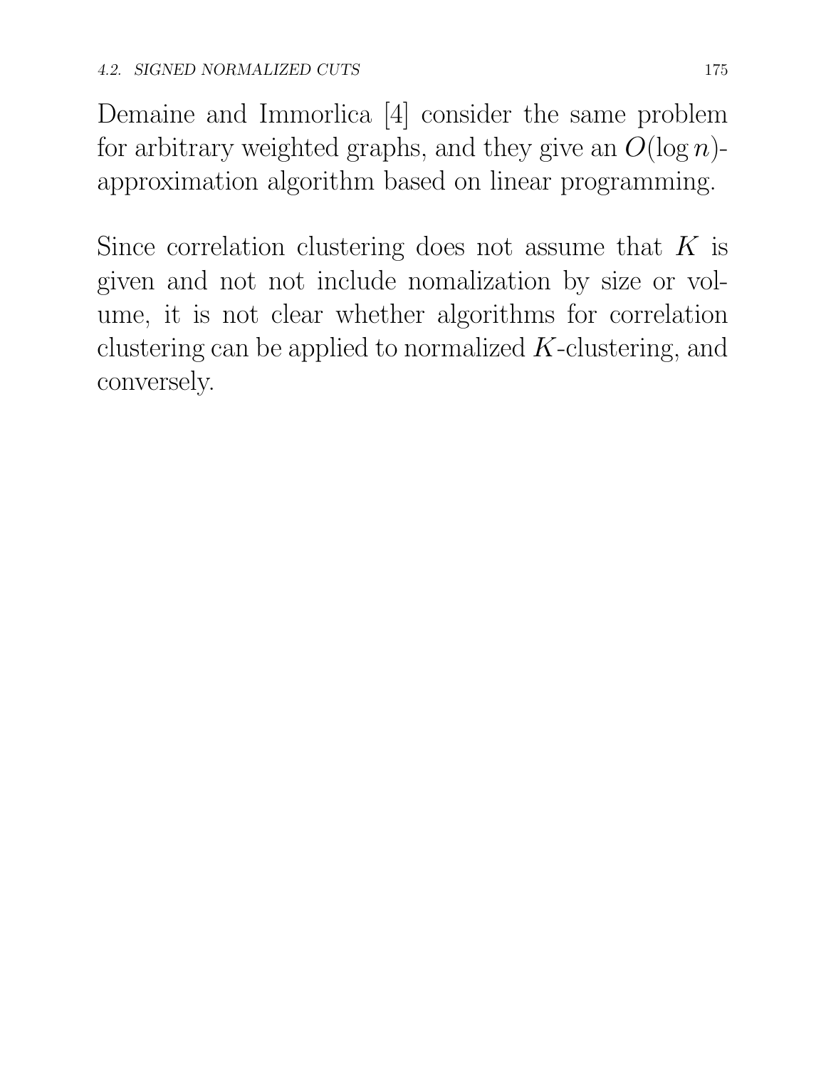Demaine and Immorlica [4] consider the same problem for arbitrary weighted graphs, and they give an $O(\log n)$-approximation algorithm based on linear programming.

Since correlation clustering does not assume that $K$ is given and not not include nomalization by size or volume, it is not clear whether algorithms for correlation clustering can be applied to normalized $K$-clustering, and conversely.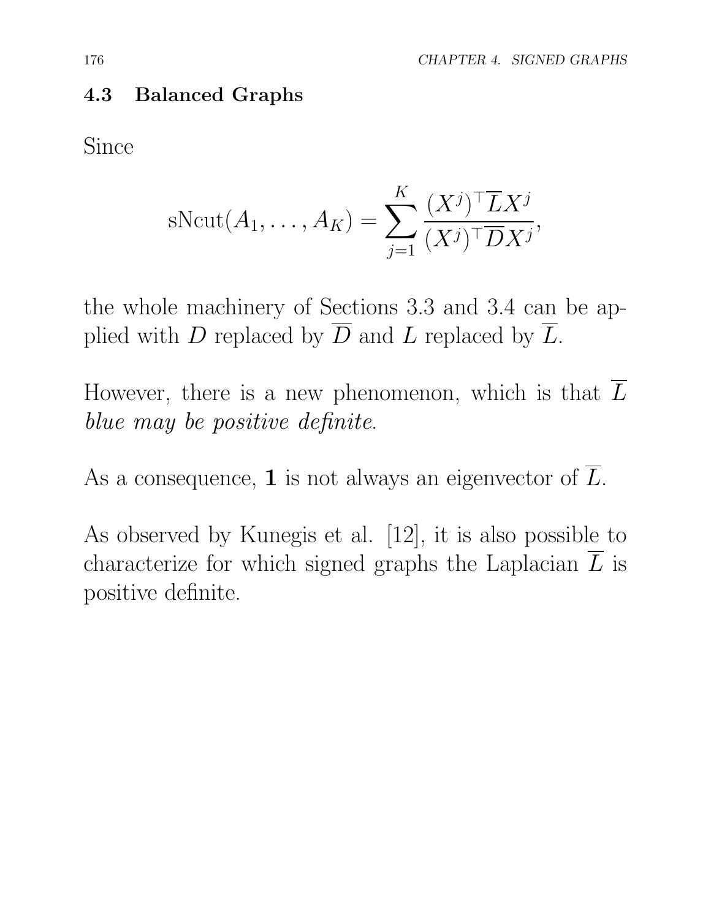## 4.3 Balanced Graphs

Since

$$\mathrm{sNcut}(A_1, \ldots, A_K) = \sum_{j=1}^{K} \frac{(X^j)^\top \overline{L} X^j}{(X^j)^\top \overline{D} X^j},$$

the whole machinery of Sections 3.3 and 3.4 can be applied with $D$ replaced by $\overline{D}$ and $L$ replaced by $\overline{L}$.

However, there is a new phenomenon, which is that $\overline{L}$ *blue may be positive definite*.

As a consequence, $\mathbf{1}$ is not always an eigenvector of $\overline{L}$.

As observed by Kunegis et al. [12], it is also possible to characterize for which signed graphs the Laplacian $\overline{L}$ is positive definite.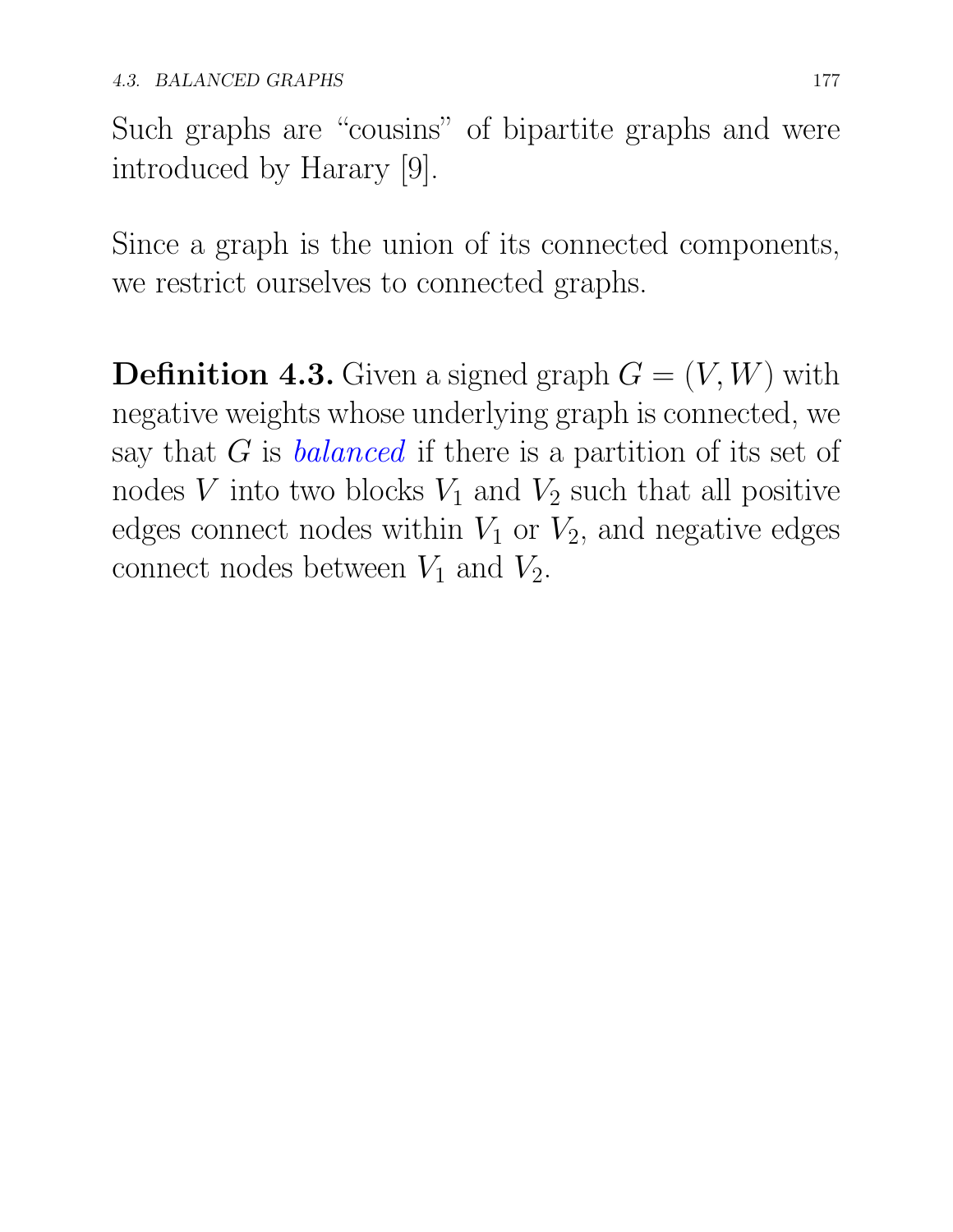Such graphs are "cousins" of bipartite graphs and were introduced by Harary [9].

Since a graph is the union of its connected components, we restrict ourselves to connected graphs.

**Definition 4.3.** Given a signed graph $G = (V, W)$ with negative weights whose underlying graph is connected, we say that $G$ is *balanced* if there is a partition of its set of nodes $V$ into two blocks $V_1$ and $V_2$ such that all positive edges connect nodes within $V_1$ or $V_2$, and negative edges connect nodes between $V_1$ and $V_2$.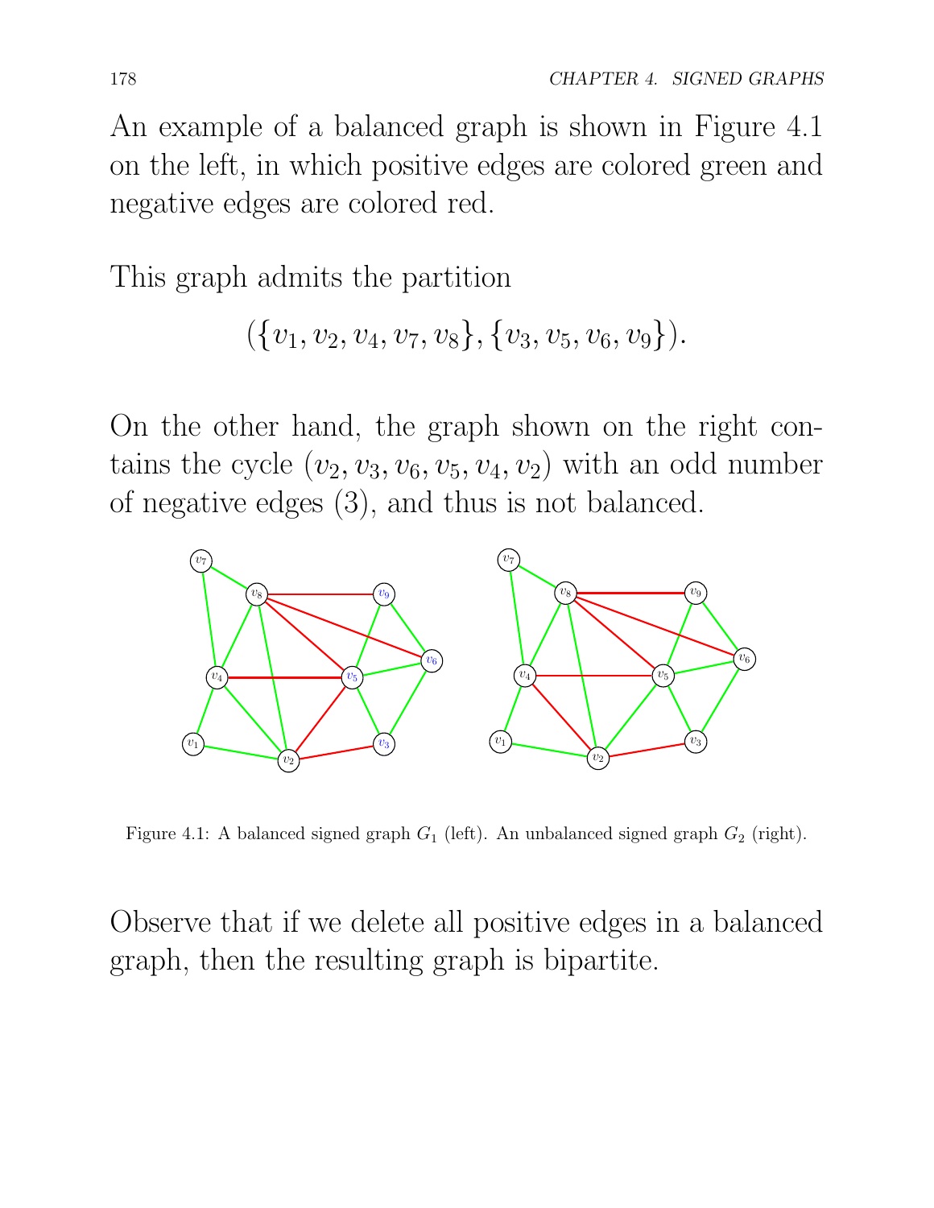An example of a balanced graph is shown in Figure 4.1 on the left, in which positive edges are colored green and negative edges are colored red.

This graph admits the partition

$$(\{v_1, v_2, v_4, v_7, v_8\}, \{v_3, v_5, v_6, v_9\}).$$

On the other hand, the graph shown on the right contains the cycle $(v_2, v_3, v_6, v_5, v_4, v_2)$ with an odd number of negative edges (3), and thus is not balanced.

Figure 4.1: A balanced signed graph $G_1$ (left). An unbalanced signed graph $G_2$ (right).

Observe that if we delete all positive edges in a balanced graph, then the resulting graph is bipartite.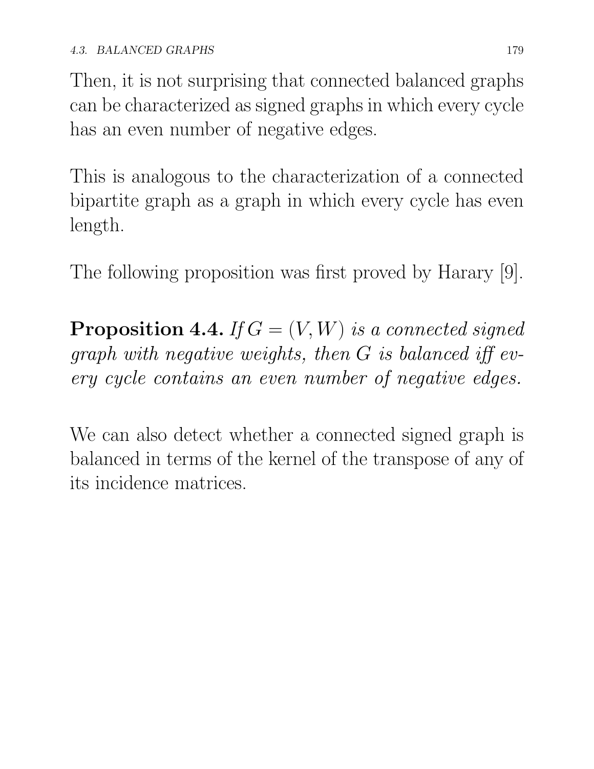Then, it is not surprising that connected balanced graphs can be characterized as signed graphs in which every cycle has an even number of negative edges.

This is analogous to the characterization of a connected bipartite graph as a graph in which every cycle has even length.

The following proposition was first proved by Harary [9].

**Proposition 4.4.** *If $G = (V, W)$ is a connected signed graph with negative weights, then $G$ is balanced iff every cycle contains an even number of negative edges.*

We can also detect whether a connected signed graph is balanced in terms of the kernel of the transpose of any of its incidence matrices.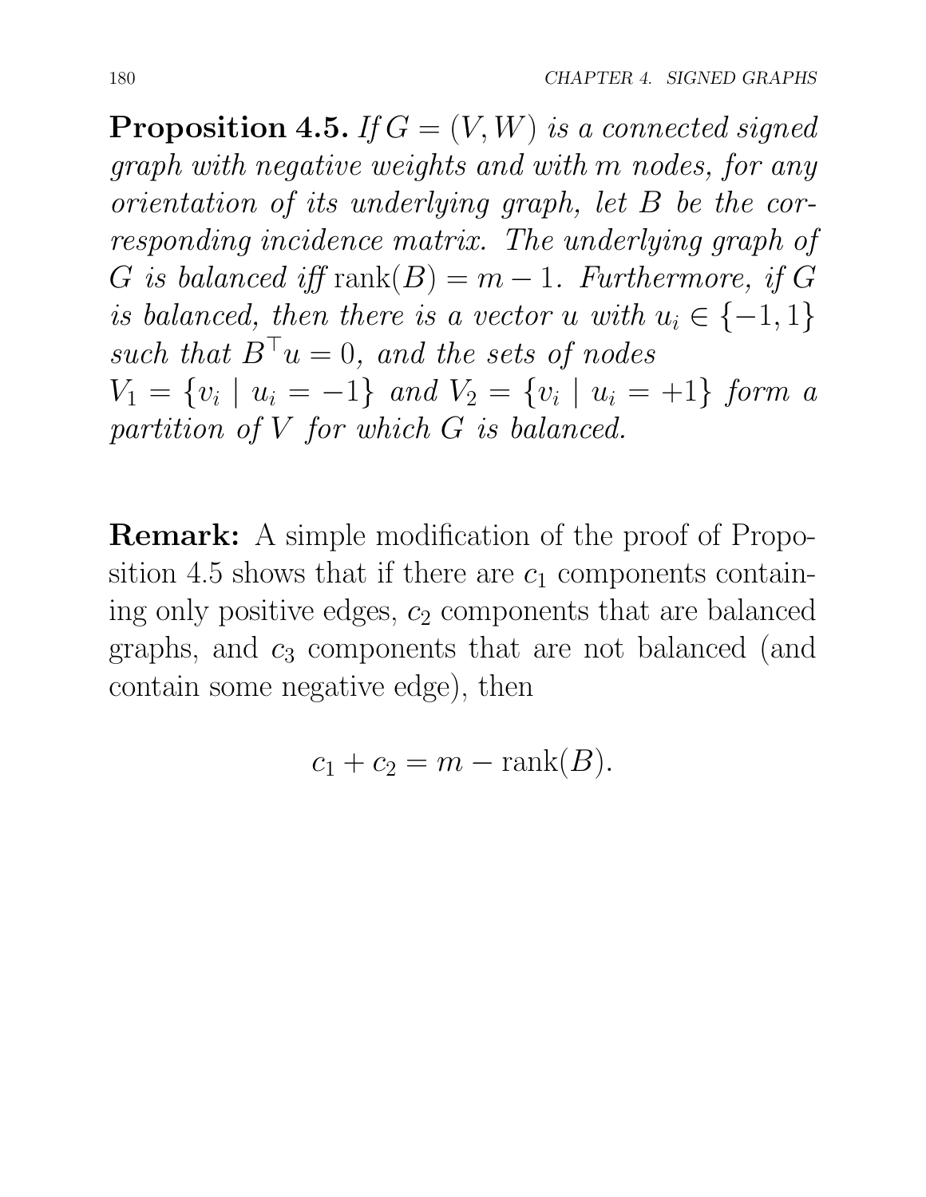**Proposition 4.5.** *If $G = (V, W)$ is a connected signed graph with negative weights and with $m$ nodes, for any orientation of its underlying graph, let $B$ be the corresponding incidence matrix. The underlying graph of $G$ is balanced iff $\mathrm{rank}(B) = m - 1$. Furthermore, if $G$ is balanced, then there is a vector $u$ with $u_i \in \{-1, 1\}$ such that $B^\top u = 0$, and the sets of nodes $V_1 = \{v_i \mid u_i = -1\}$ and $V_2 = \{v_i \mid u_i = +1\}$ form a partition of $V$ for which $G$ is balanced.*

**Remark:** A simple modification of the proof of Proposition 4.5 shows that if there are $c_1$ components containing only positive edges, $c_2$ components that are balanced graphs, and $c_3$ components that are not balanced (and contain some negative edge), then

$$c_1 + c_2 = m - \mathrm{rank}(B).$$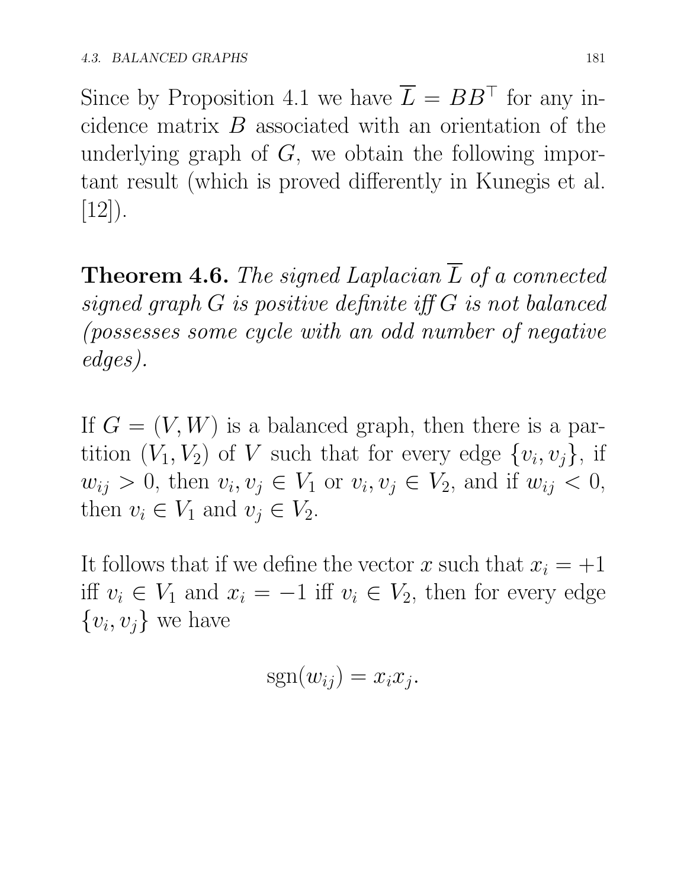Since by Proposition 4.1 we have $\overline{L} = BB^{\top}$ for any incidence matrix $B$ associated with an orientation of the underlying graph of $G$, we obtain the following important result (which is proved differently in Kunegis et al. [12]).

**Theorem 4.6.** *The signed Laplacian $\overline{L}$ of a connected signed graph $G$ is positive definite iff $G$ is not balanced (possesses some cycle with an odd number of negative edges).*

If $G = (V, W)$ is a balanced graph, then there is a partition $(V_1, V_2)$ of $V$ such that for every edge $\{v_i, v_j\}$, if $w_{ij} > 0$, then $v_i, v_j \in V_1$ or $v_i, v_j \in V_2$, and if $w_{ij} < 0$, then $v_i \in V_1$ and $v_j \in V_2$.

It follows that if we define the vector $x$ such that $x_i = +1$ iff $v_i \in V_1$ and $x_i = -1$ iff $v_i \in V_2$, then for every edge $\{v_i, v_j\}$ we have

$$\mathrm{sgn}(w_{ij}) = x_i x_j.$$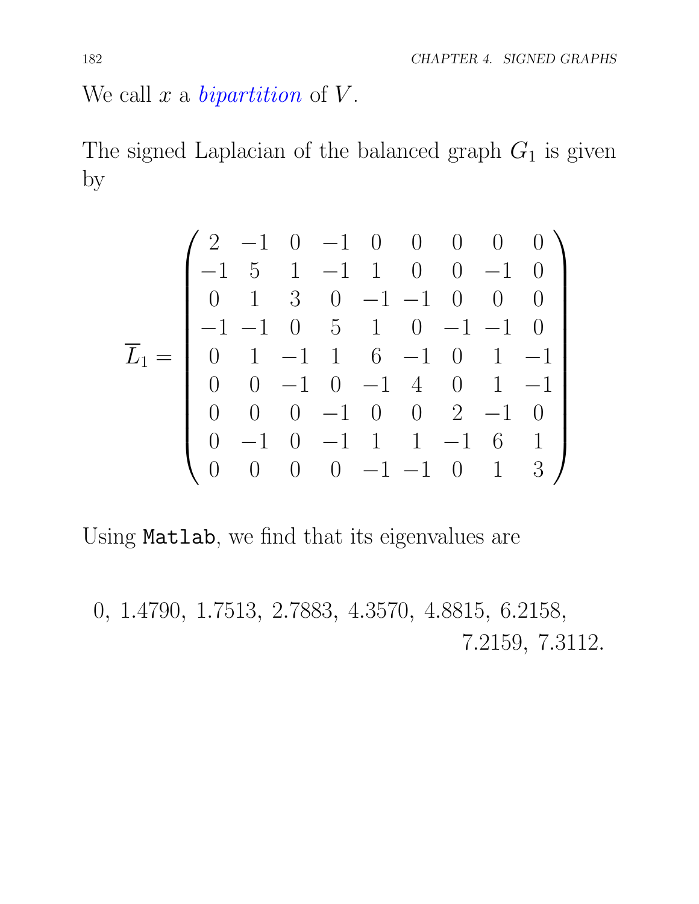We call $x$ a *bipartition* of $V$.

The signed Laplacian of the balanced graph $G_1$ is given by

$$
\overline{L}_1 = \begin{pmatrix}
2 & -1 & 0 & -1 & 0 & 0 & 0 & 0 & 0 \\
-1 & 5 & 1 & -1 & 1 & 0 & 0 & -1 & 0 \\
0 & 1 & 3 & 0 & -1 & -1 & 0 & 0 & 0 \\
-1 & -1 & 0 & 5 & 1 & 0 & -1 & -1 & 0 \\
0 & 1 & -1 & 1 & 6 & -1 & 0 & 1 & -1 \\
0 & 0 & -1 & 0 & -1 & 4 & 0 & 1 & -1 \\
0 & 0 & 0 & -1 & 0 & 0 & 2 & -1 & 0 \\
0 & -1 & 0 & -1 & 1 & 1 & -1 & 6 & 1 \\
0 & 0 & 0 & 0 & -1 & -1 & 0 & 1 & 3
\end{pmatrix}
$$

Using `Matlab`, we find that its eigenvalues are

$$
0,\ 1.4790,\ 1.7513,\ 2.7883,\ 4.3570,\ 4.8815,\ 6.2158,\ 7.2159,\ 7.3112.
$$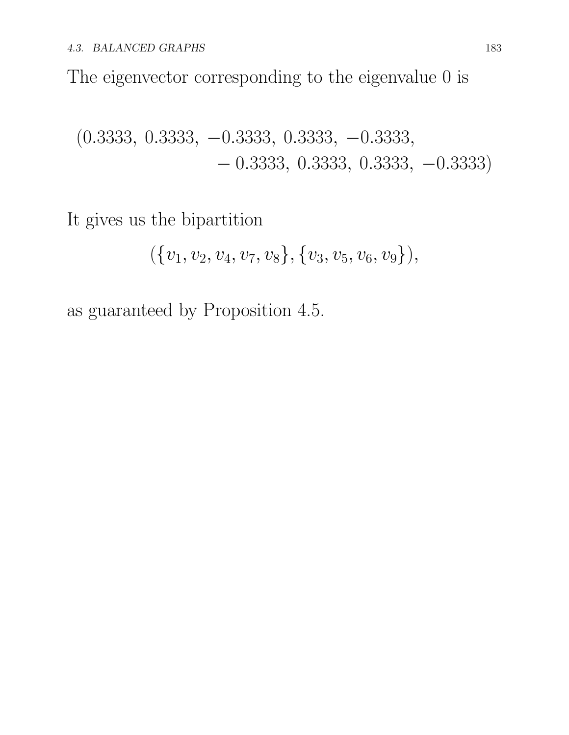The eigenvector corresponding to the eigenvalue 0 is

$$
\begin{aligned}
(0.3333,\ 0.3333,\ -0.3333,\ 0.3333,\ -0.3333,\\
-0.3333,\ 0.3333,\ 0.3333,\ -0.3333)
\end{aligned}
$$

It gives us the bipartition

$$
(\{v_1, v_2, v_4, v_7, v_8\}, \{v_3, v_5, v_6, v_9\}),
$$

as guaranteed by Proposition 4.5.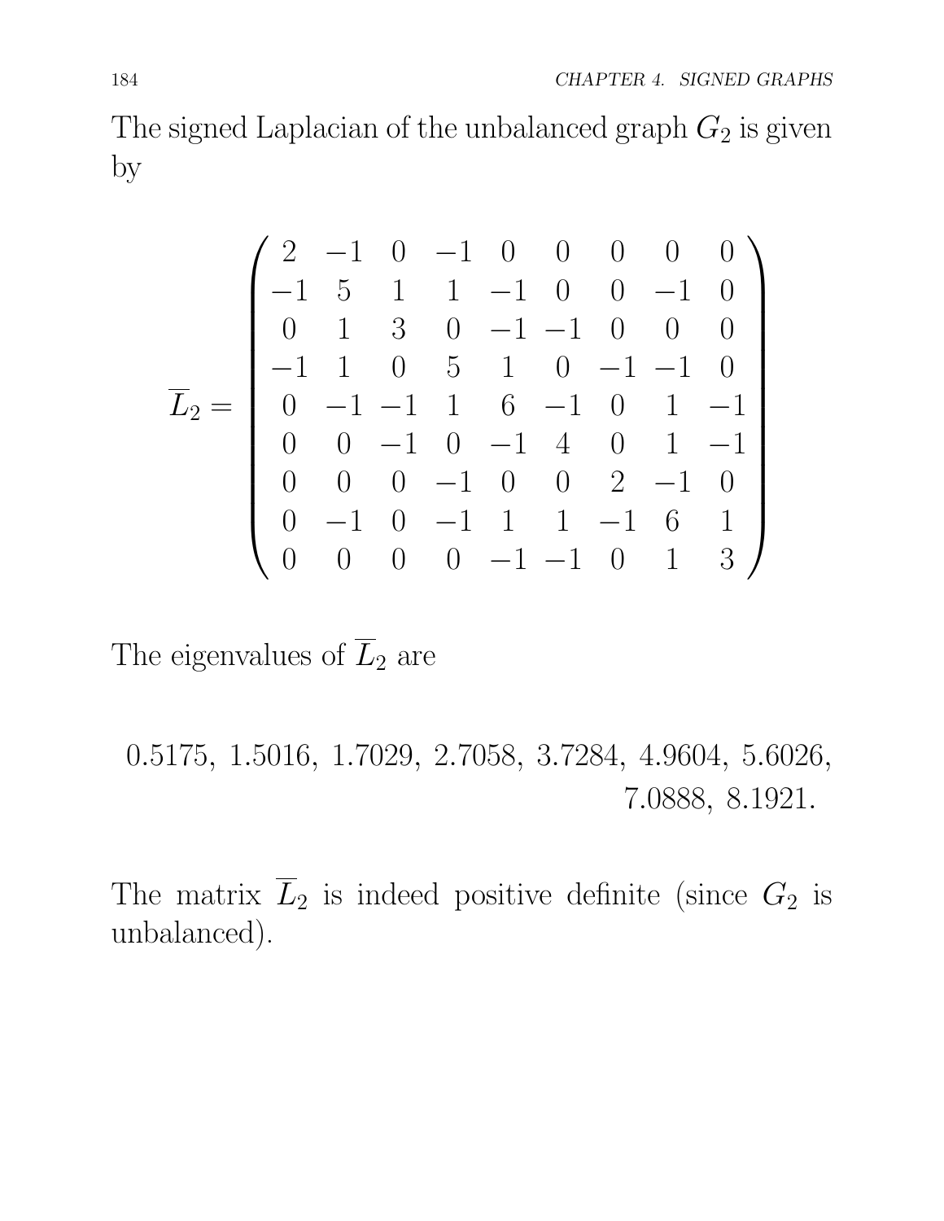The signed Laplacian of the unbalanced graph $G_2$ is given by

$$
\overline{L}_2 = \begin{pmatrix}
2 & -1 & 0 & -1 & 0 & 0 & 0 & 0 & 0 \\
-1 & 5 & 1 & 1 & -1 & 0 & 0 & -1 & 0 \\
0 & 1 & 3 & 0 & -1 & -1 & 0 & 0 & 0 \\
-1 & 1 & 0 & 5 & 1 & 0 & -1 & -1 & 0 \\
0 & -1 & -1 & 1 & 6 & -1 & 0 & 1 & -1 \\
0 & 0 & -1 & 0 & -1 & 4 & 0 & 1 & -1 \\
0 & 0 & 0 & -1 & 0 & 0 & 2 & -1 & 0 \\
0 & -1 & 0 & -1 & 1 & 1 & -1 & 6 & 1 \\
0 & 0 & 0 & 0 & -1 & -1 & 0 & 1 & 3
\end{pmatrix}
$$

The eigenvalues of $\overline{L}_2$ are

$$
0.5175,\ 1.5016,\ 1.7029,\ 2.7058,\ 3.7284,\ 4.9604,\ 5.6026,\ 7.0888,\ 8.1921.
$$

The matrix $\overline{L}_2$ is indeed positive definite (since $G_2$ is unbalanced).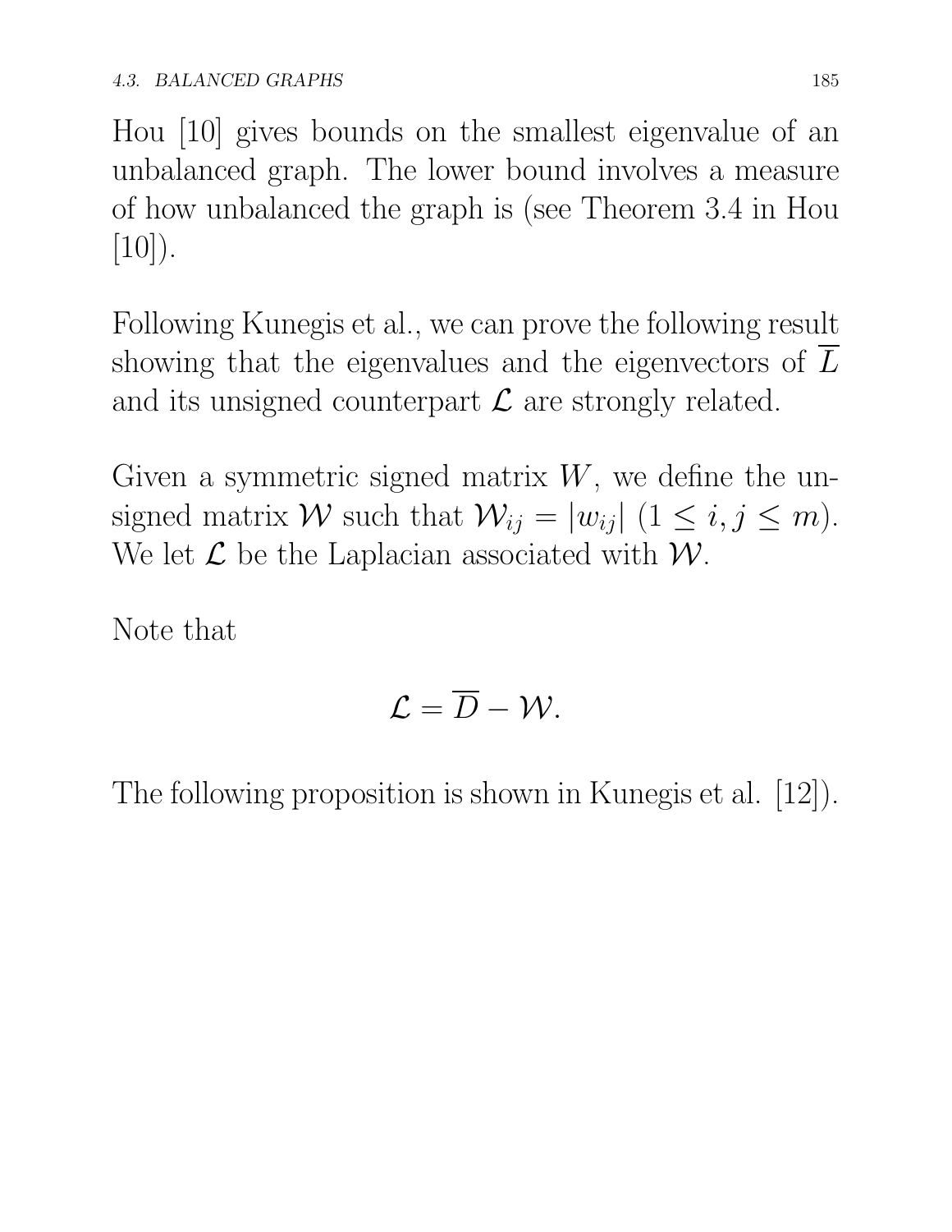Hou [10] gives bounds on the smallest eigenvalue of an unbalanced graph. The lower bound involves a measure of how unbalanced the graph is (see Theorem 3.4 in Hou [10]).

Following Kunegis et al., we can prove the following result showing that the eigenvalues and the eigenvectors of $\overline{L}$ and its unsigned counterpart $\mathcal{L}$ are strongly related.

Given a symmetric signed matrix $W$, we define the unsigned matrix $\mathcal{W}$ such that $\mathcal{W}_{ij} = |w_{ij}|$ $(1 \leq i, j \leq m)$. We let $\mathcal{L}$ be the Laplacian associated with $\mathcal{W}$.

Note that

$$\mathcal{L} = \overline{D} - \mathcal{W}.$$

The following proposition is shown in Kunegis et al. [12]).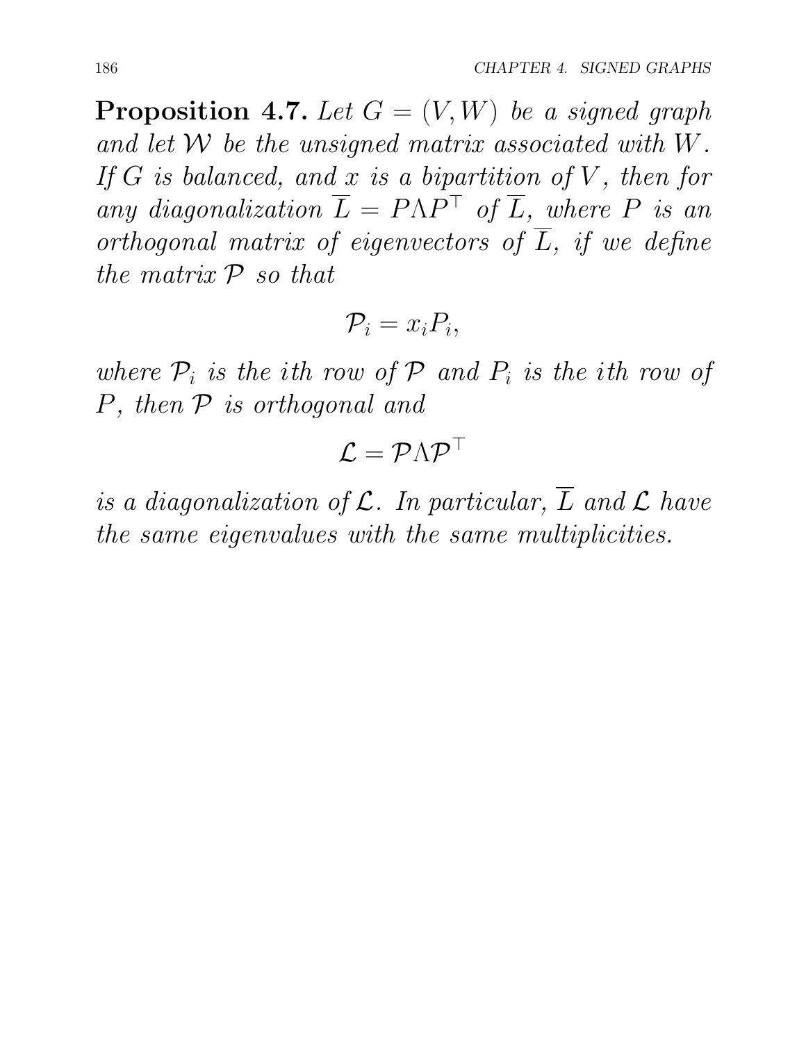**Proposition 4.7.** *Let $G = (V, W)$ be a signed graph and let $\mathcal{W}$ be the unsigned matrix associated with $W$. If $G$ is balanced, and $x$ is a bipartition of $V$, then for any diagonalization $\overline{L} = P\Lambda P^\top$ of $\overline{L}$, where $P$ is an orthogonal matrix of eigenvectors of $\overline{L}$, if we define the matrix $\mathcal{P}$ so that*

$$\mathcal{P}_i = x_i P_i,$$

*where $\mathcal{P}_i$ is the $i$th row of $\mathcal{P}$ and $P_i$ is the $i$th row of $P$, then $\mathcal{P}$ is orthogonal and*

$$\mathcal{L} = \mathcal{P}\Lambda\mathcal{P}^\top$$

*is a diagonalization of $\mathcal{L}$. In particular, $\overline{L}$ and $\mathcal{L}$ have the same eigenvalues with the same multiplicities.*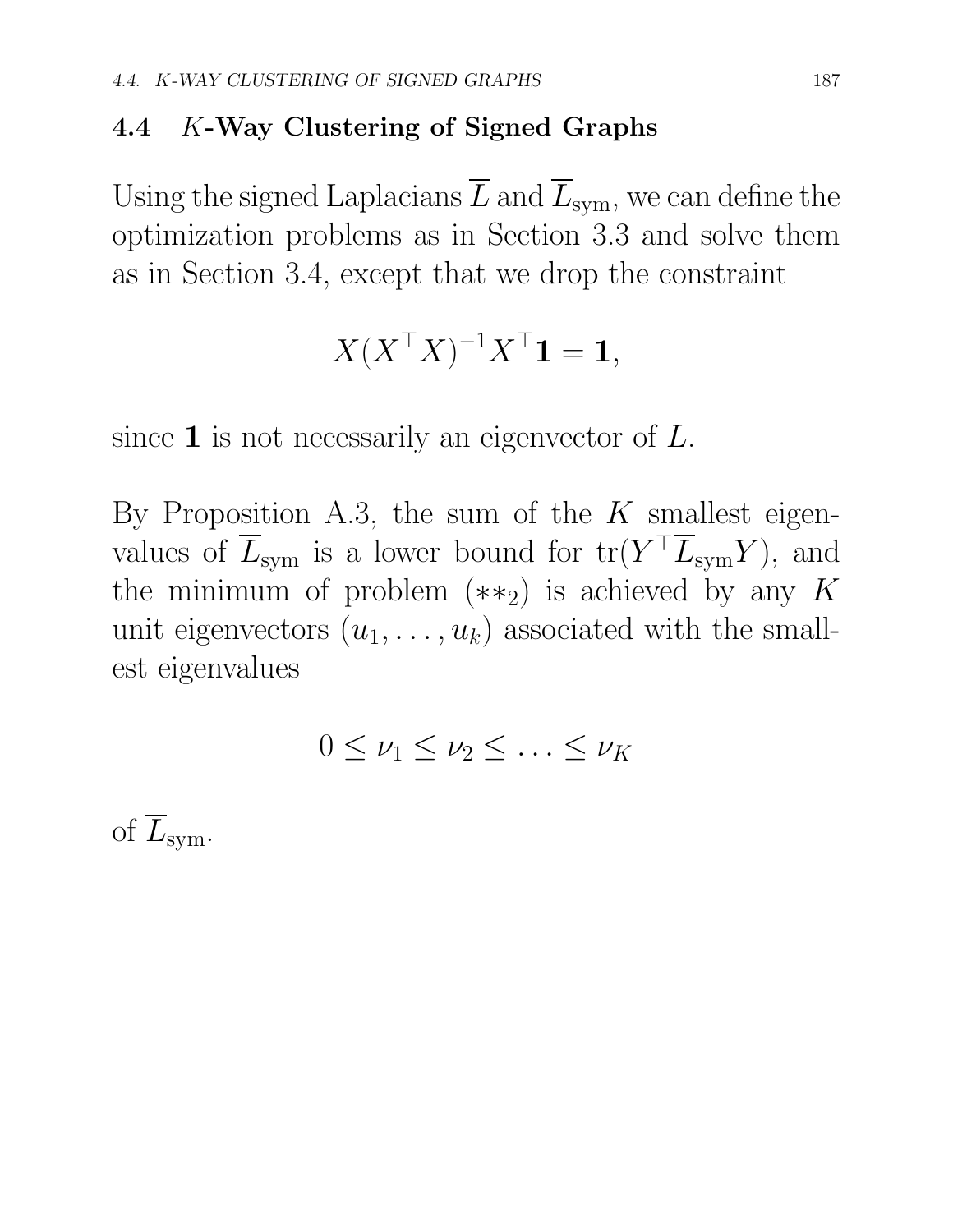## 4.4 $K$-Way Clustering of Signed Graphs

Using the signed Laplacians $\overline{L}$ and $\overline{L}_{\mathrm{sym}}$, we can define the optimization problems as in Section 3.3 and solve them as in Section 3.4, except that we drop the constraint

$$X(X^\top X)^{-1}X^\top \mathbf{1} = \mathbf{1},$$

since $\mathbf{1}$ is not necessarily an eigenvector of $\overline{L}$.

By Proposition A.3, the sum of the $K$ smallest eigenvalues of $\overline{L}_{\mathrm{sym}}$ is a lower bound for $\mathrm{tr}(Y^\top \overline{L}_{\mathrm{sym}} Y)$, and the minimum of problem $(**_2)$ is achieved by any $K$ unit eigenvectors $(u_1, \ldots, u_k)$ associated with the smallest eigenvalues

$$0 \leq \nu_1 \leq \nu_2 \leq \ldots \leq \nu_K$$

of $\overline{L}_{\mathrm{sym}}$.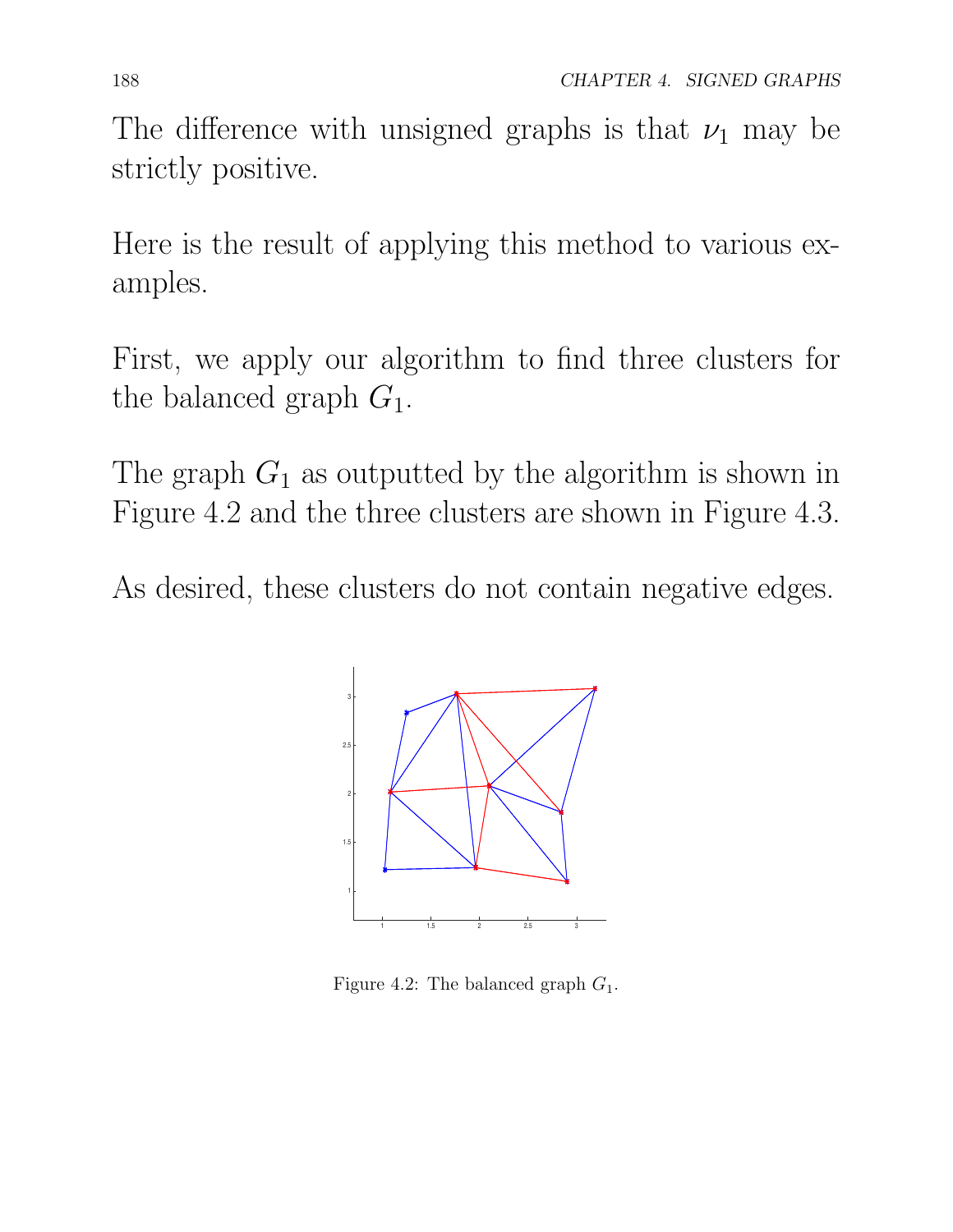The difference with unsigned graphs is that $\nu_1$ may be strictly positive.

Here is the result of applying this method to various examples.

First, we apply our algorithm to find three clusters for the balanced graph $G_1$.

The graph $G_1$ as outputted by the algorithm is shown in Figure 4.2 and the three clusters are shown in Figure 4.3.

As desired, these clusters do not contain negative edges.

Figure 4.2: The balanced graph $G_1$.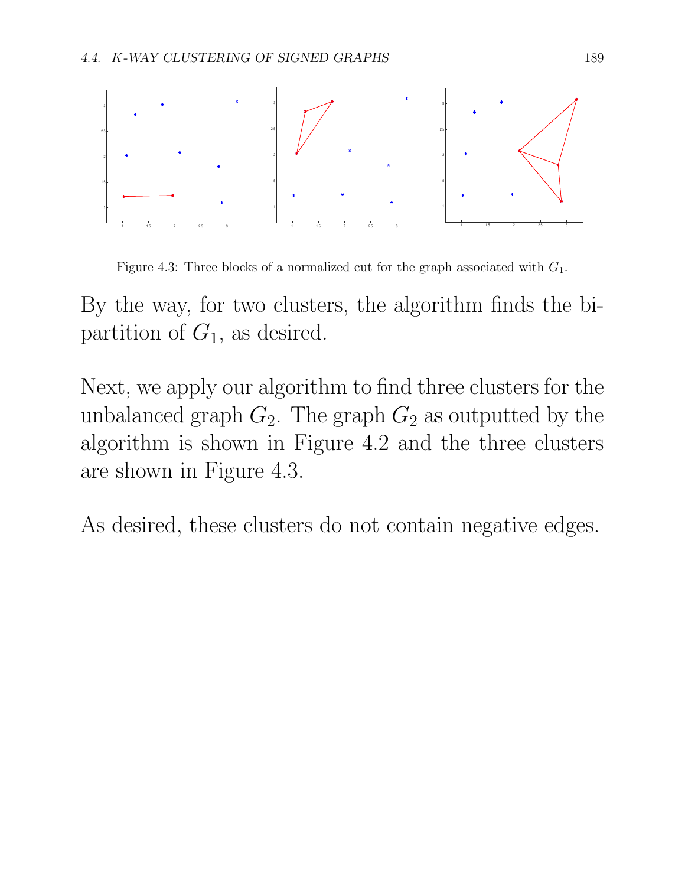Figure 4.3: Three blocks of a normalized cut for the graph associated with $G_1$.

By the way, for two clusters, the algorithm finds the bipartition of $G_1$, as desired.

Next, we apply our algorithm to find three clusters for the unbalanced graph $G_2$. The graph $G_2$ as outputted by the algorithm is shown in Figure 4.2 and the three clusters are shown in Figure 4.3.

As desired, these clusters do not contain negative edges.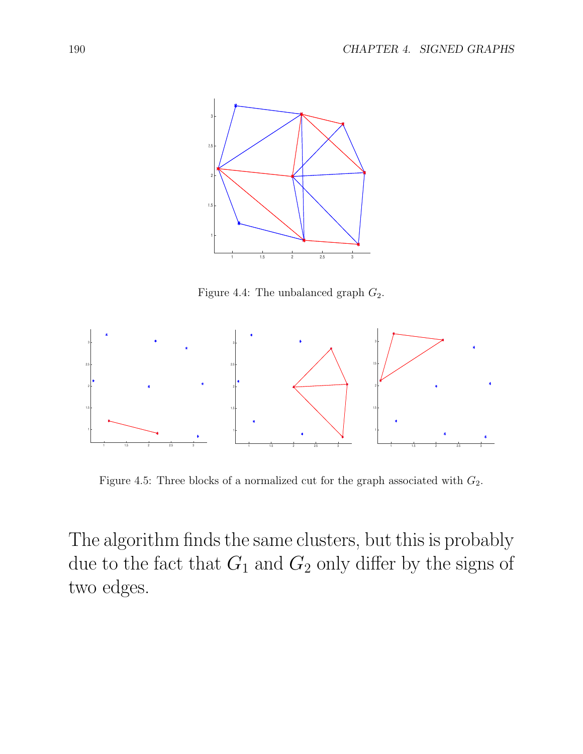Figure 4.4: The unbalanced graph $G_2$.

Figure 4.5: Three blocks of a normalized cut for the graph associated with $G_2$.

The algorithm finds the same clusters, but this is probably due to the fact that $G_1$ and $G_2$ only differ by the signs of two edges.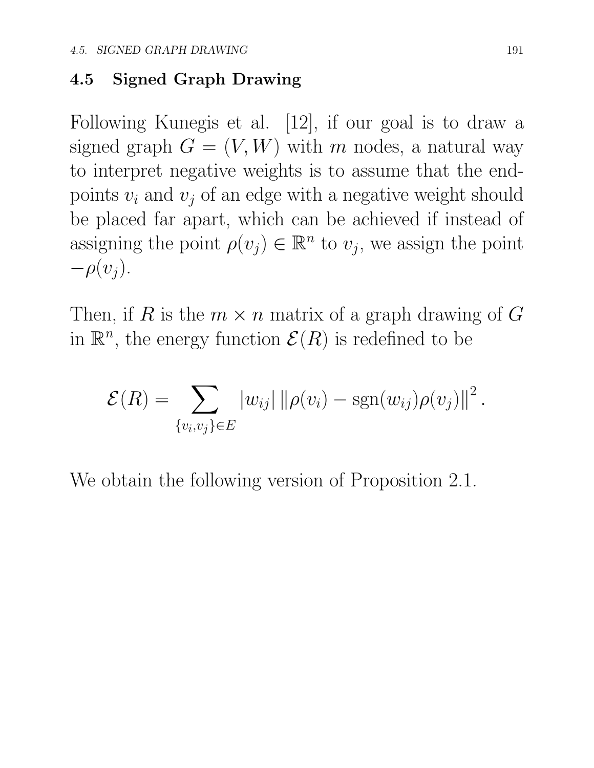## 4.5 Signed Graph Drawing

Following Kunegis et al. [12], if our goal is to draw a signed graph $G = (V, W)$ with $m$ nodes, a natural way to interpret negative weights is to assume that the endpoints $v_i$ and $v_j$ of an edge with a negative weight should be placed far apart, which can be achieved if instead of assigning the point $\rho(v_j) \in \mathbb{R}^n$ to $v_j$, we assign the point $-\rho(v_j)$.

Then, if $R$ is the $m \times n$ matrix of a graph drawing of $G$ in $\mathbb{R}^n$, the energy function $\mathcal{E}(R)$ is redefined to be

$$\mathcal{E}(R) = \sum_{\{v_i, v_j\} \in E} |w_{ij}| \left\| \rho(v_i) - \operatorname{sgn}(w_{ij}) \rho(v_j) \right\|^2.$$

We obtain the following version of Proposition 2.1.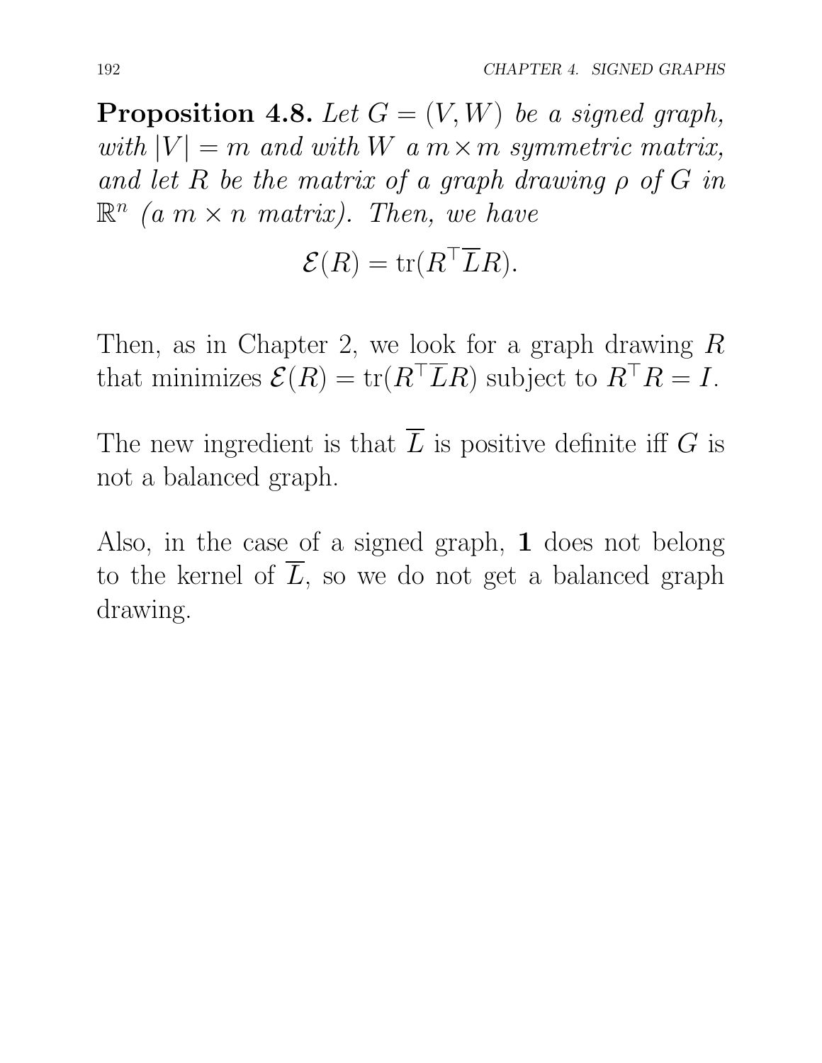**Proposition 4.8.** *Let $G = (V, W)$ be a signed graph, with $|V| = m$ and with $W$ a $m \times m$ symmetric matrix, and let $R$ be the matrix of a graph drawing $\rho$ of $G$ in $\mathbb{R}^n$ (a $m \times n$ matrix). Then, we have*

$$\mathcal{E}(R) = \operatorname{tr}(R^\top \overline{L} R).$$

Then, as in Chapter 2, we look for a graph drawing $R$ that minimizes $\mathcal{E}(R) = \operatorname{tr}(R^\top \overline{L} R)$ subject to $R^\top R = I$.

The new ingredient is that $\overline{L}$ is positive definite iff $G$ is not a balanced graph.

Also, in the case of a signed graph, $\mathbf{1}$ does not belong to the kernel of $\overline{L}$, so we do not get a balanced graph drawing.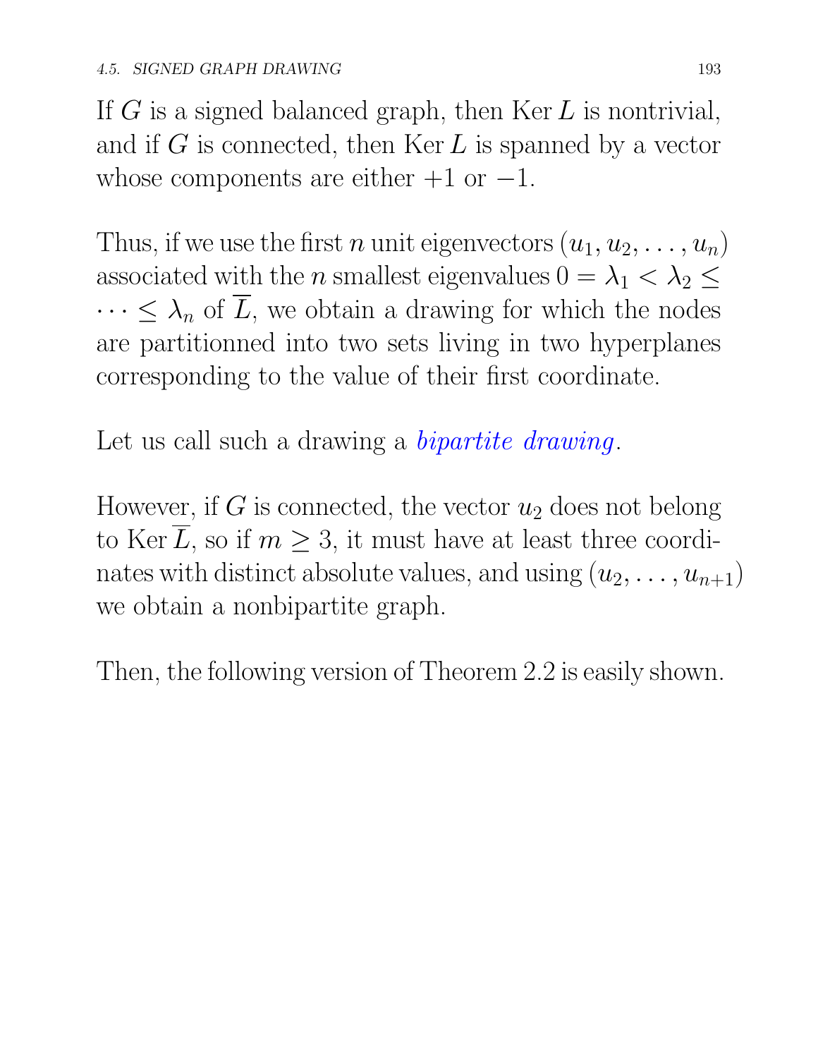If $G$ is a signed balanced graph, then $\mathrm{Ker}\, L$ is nontrivial, and if $G$ is connected, then $\mathrm{Ker}\, L$ is spanned by a vector whose components are either $+1$ or $-1$.

Thus, if we use the first $n$ unit eigenvectors $(u_1, u_2, \ldots, u_n)$ associated with the $n$ smallest eigenvalues $0 = \lambda_1 < \lambda_2 \leq \cdots \leq \lambda_n$ of $\overline{L}$, we obtain a drawing for which the nodes are partitionned into two sets living in two hyperplanes corresponding to the value of their first coordinate.

Let us call such a drawing a *bipartite drawing*.

However, if $G$ is connected, the vector $u_2$ does not belong to $\mathrm{Ker}\, \overline{L}$, so if $m \geq 3$, it must have at least three coordinates with distinct absolute values, and using $(u_2, \ldots, u_{n+1})$ we obtain a nonbipartite graph.

Then, the following version of Theorem 2.2 is easily shown.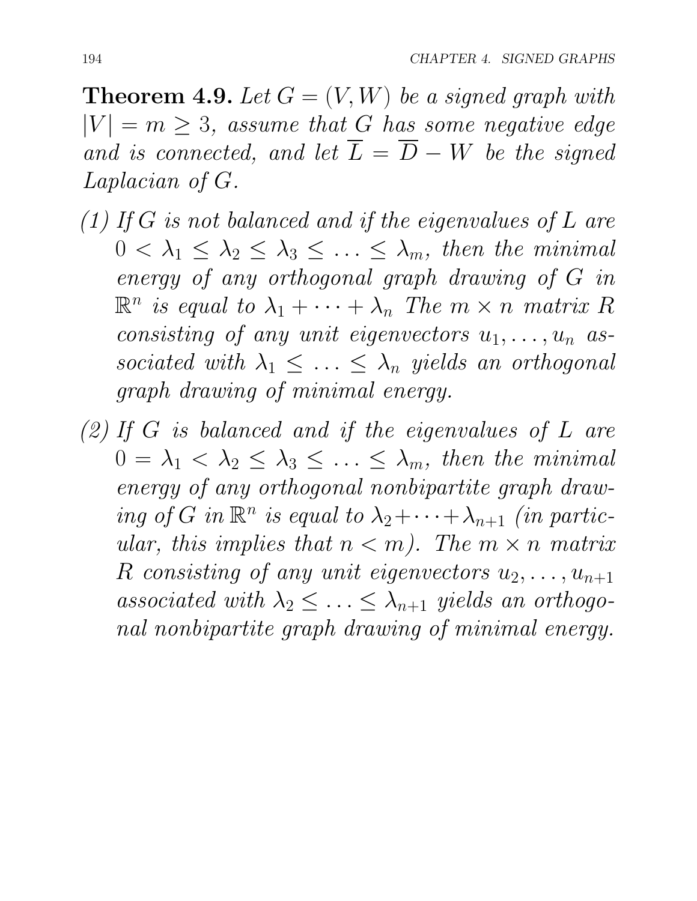**Theorem 4.9.** *Let $G = (V, W)$ be a signed graph with $|V| = m \geq 3$, assume that $G$ has some negative edge and is connected, and let $\overline{L} = \overline{D} - W$ be the signed Laplacian of $G$.*

*(1) If $G$ is not balanced and if the eigenvalues of $L$ are $0 < \lambda_1 \leq \lambda_2 \leq \lambda_3 \leq \ldots \leq \lambda_m$, then the minimal energy of any orthogonal graph drawing of $G$ in $\mathbb{R}^n$ is equal to $\lambda_1 + \cdots + \lambda_n$ The $m \times n$ matrix $R$ consisting of any unit eigenvectors $u_1, \ldots, u_n$ associated with $\lambda_1 \leq \ldots \leq \lambda_n$ yields an orthogonal graph drawing of minimal energy.*

*(2) If $G$ is balanced and if the eigenvalues of $L$ are $0 = \lambda_1 < \lambda_2 \leq \lambda_3 \leq \ldots \leq \lambda_m$, then the minimal energy of any orthogonal nonbipartite graph drawing of $G$ in $\mathbb{R}^n$ is equal to $\lambda_2 + \cdots + \lambda_{n+1}$ (in particular, this implies that $n < m$). The $m \times n$ matrix $R$ consisting of any unit eigenvectors $u_2, \ldots, u_{n+1}$ associated with $\lambda_2 \leq \ldots \leq \lambda_{n+1}$ yields an orthogonal nonbipartite graph drawing of minimal energy.*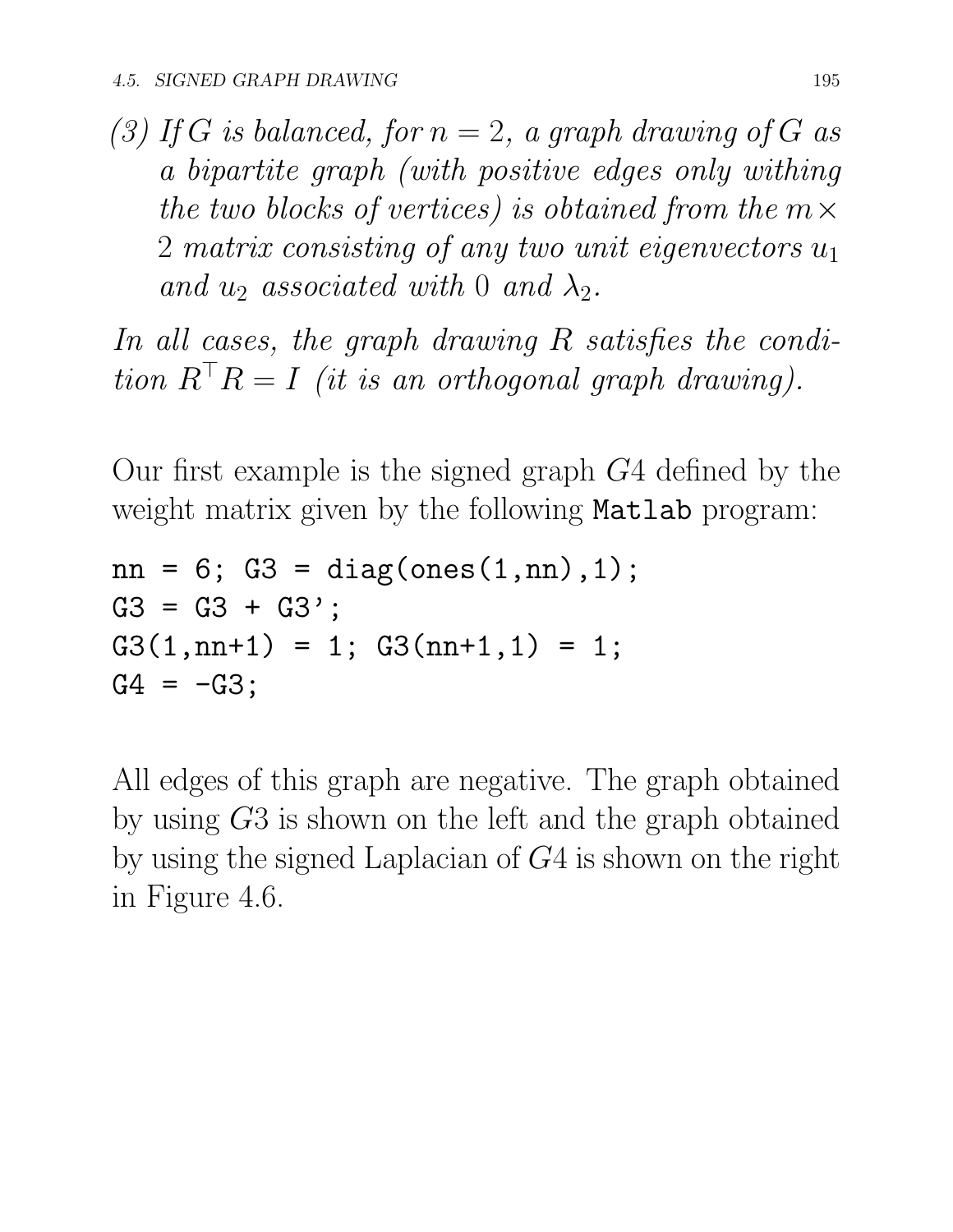*(3) If $G$ is balanced, for $n = 2$, a graph drawing of $G$ as a bipartite graph (with positive edges only withing the two blocks of vertices) is obtained from the $m \times 2$ matrix consisting of any two unit eigenvectors $u_1$ and $u_2$ associated with 0 and $\lambda_2$.*

*In all cases, the graph drawing $R$ satisfies the condition $R^\top R = I$ (it is an orthogonal graph drawing).*

Our first example is the signed graph $G4$ defined by the weight matrix given by the following `Matlab` program:

```
nn = 6; G3 = diag(ones(1,nn),1);
G3 = G3 + G3';
G3(1,nn+1) = 1; G3(nn+1,1) = 1;
G4 = -G3;
```

All edges of this graph are negative. The graph obtained by using $G3$ is shown on the left and the graph obtained by using the signed Laplacian of $G4$ is shown on the right in Figure 4.6.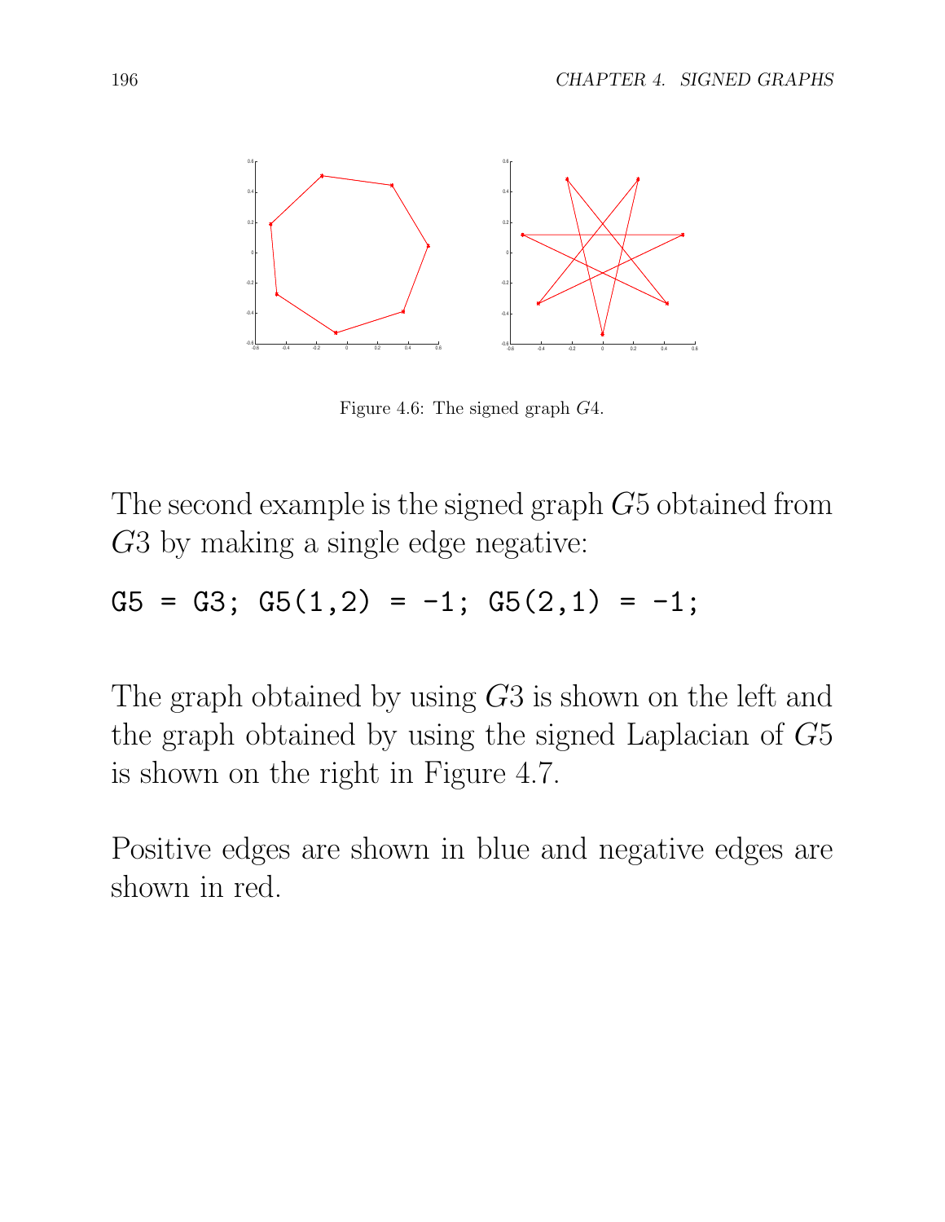Figure 4.6: The signed graph $G4$.

The second example is the signed graph $G5$ obtained from $G3$ by making a single edge negative:

```
G5 = G3; G5(1,2) = -1; G5(2,1) = -1;
```

The graph obtained by using $G3$ is shown on the left and the graph obtained by using the signed Laplacian of $G5$ is shown on the right in Figure 4.7.

Positive edges are shown in blue and negative edges are shown in red.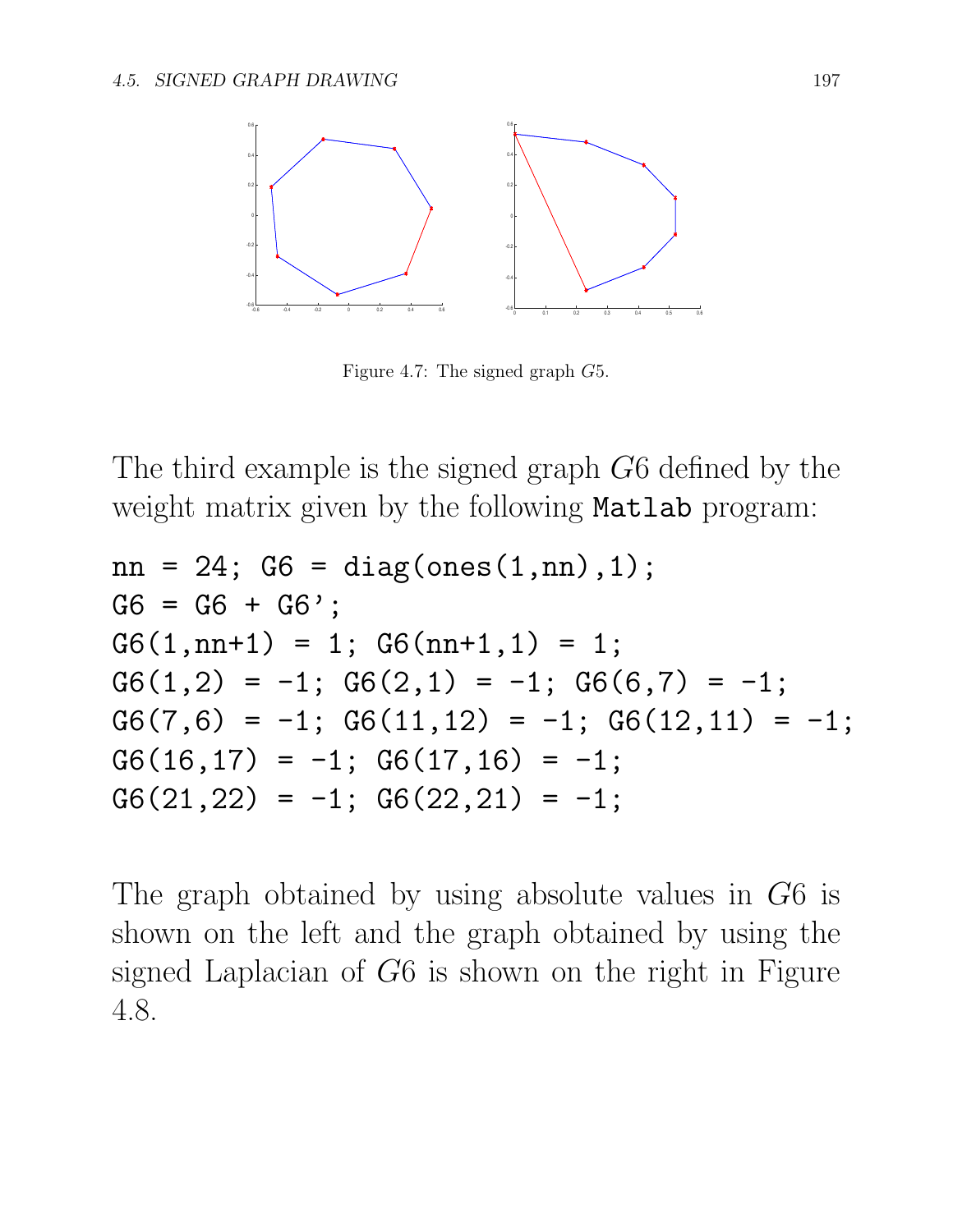Figure 4.7: The signed graph $G5$.

The third example is the signed graph $G6$ defined by the weight matrix given by the following Matlab program:

```
nn = 24; G6 = diag(ones(1,nn),1);
G6 = G6 + G6';
G6(1,nn+1) = 1; G6(nn+1,1) = 1;
G6(1,2) = -1; G6(2,1) = -1; G6(6,7) = -1;
G6(7,6) = -1; G6(11,12) = -1; G6(12,11) = -1;
G6(16,17) = -1; G6(17,16) = -1;
G6(21,22) = -1; G6(22,21) = -1;
```

The graph obtained by using absolute values in $G6$ is shown on the left and the graph obtained by using the signed Laplacian of $G6$ is shown on the right in Figure 4.8.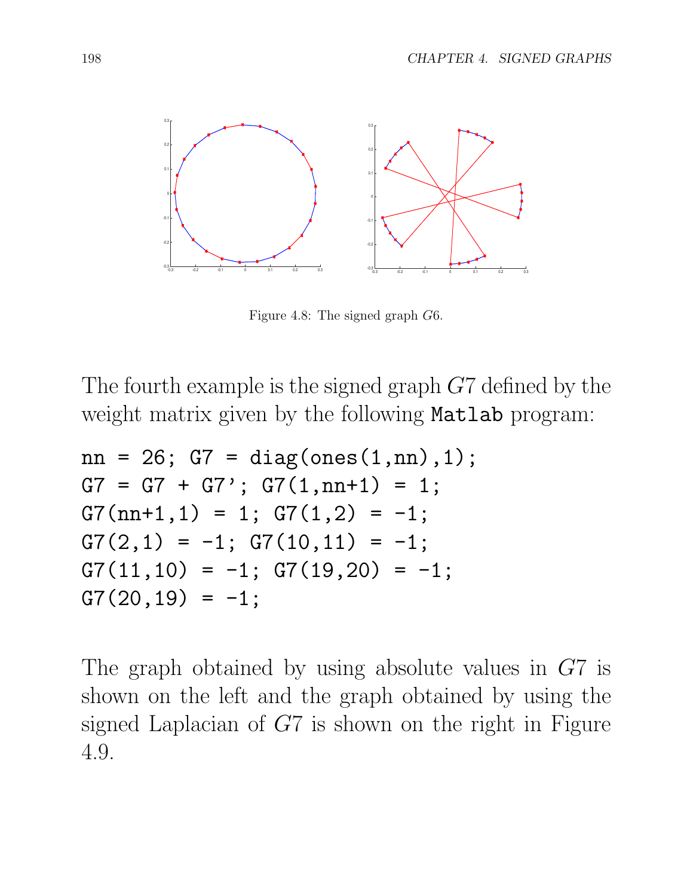Figure 4.8: The signed graph $G6$.

The fourth example is the signed graph $G7$ defined by the weight matrix given by the following Matlab program:

```
nn = 26; G7 = diag(ones(1,nn),1);
G7 = G7 + G7'; G7(1,nn+1) = 1;
G7(nn+1,1) = 1; G7(1,2) = -1;
G7(2,1) = -1; G7(10,11) = -1;
G7(11,10) = -1; G7(19,20) = -1;
G7(20,19) = -1;
```

The graph obtained by using absolute values in $G7$ is shown on the left and the graph obtained by using the signed Laplacian of $G7$ is shown on the right in Figure 4.9.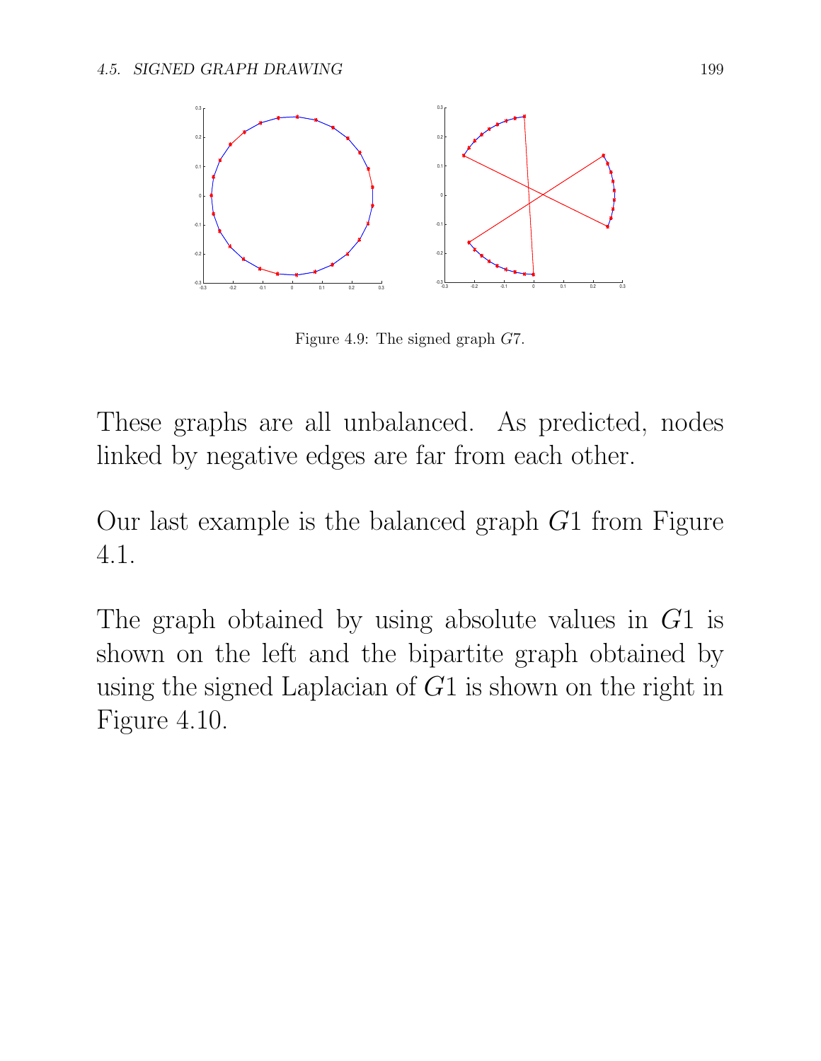Figure 4.9: The signed graph $G7$.

These graphs are all unbalanced. As predicted, nodes linked by negative edges are far from each other.

Our last example is the balanced graph $G1$ from Figure 4.1.

The graph obtained by using absolute values in $G1$ is shown on the left and the bipartite graph obtained by using the signed Laplacian of $G1$ is shown on the right in Figure 4.10.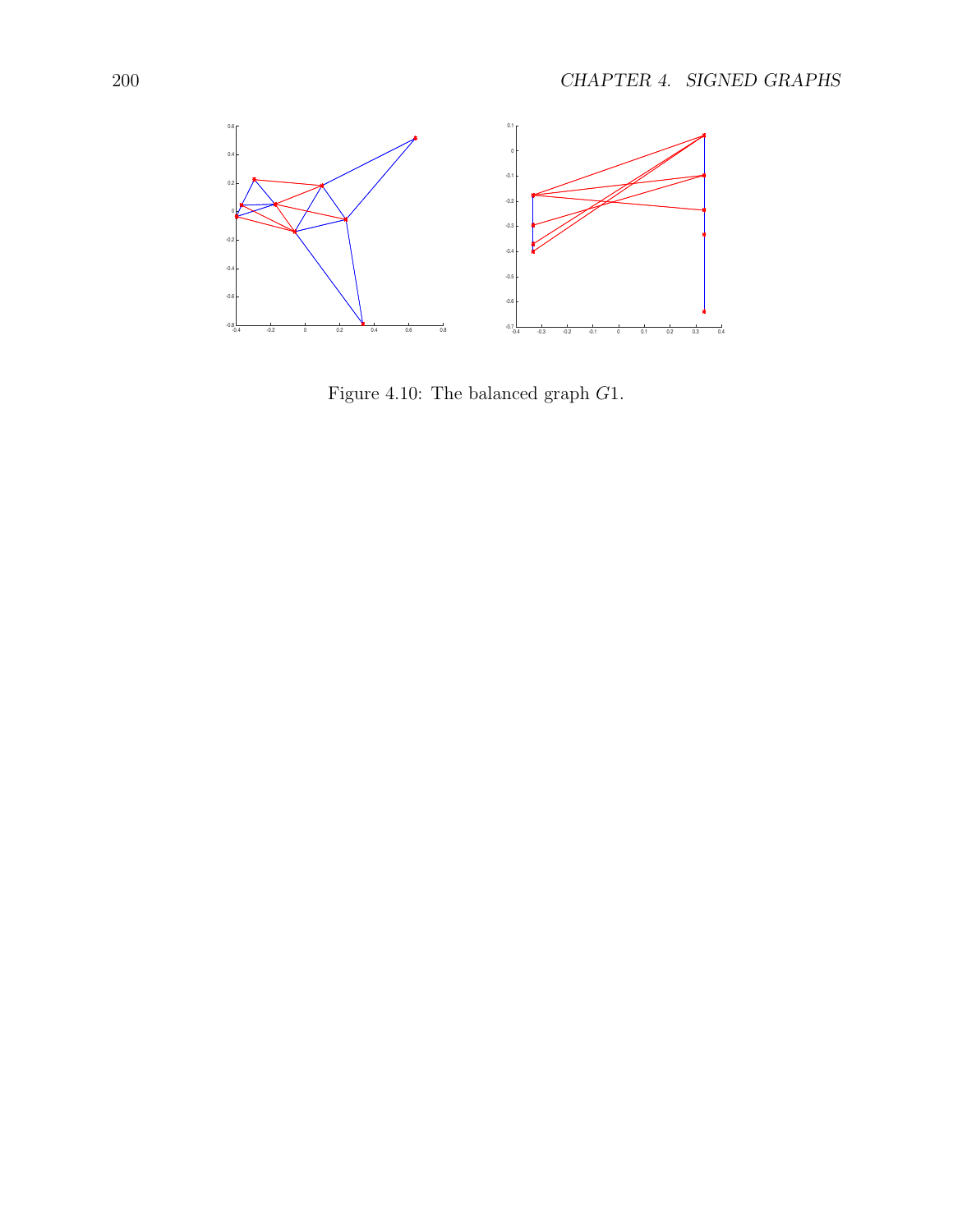0.6
0.4
0.2
0
-0.2
-0.4
-0.6
-0.8
-0.4 -0.2 0 0.2 0.4 0.6 0.8

0.1
0
-0.1
-0.2
-0.3
-0.4
-0.5
-0.6
-0.7
-0.4 -0.3 -0.2 -0.1 0 0.1 0.2 0.3 0.4

Figure 4.10: The balanced graph $G1$.